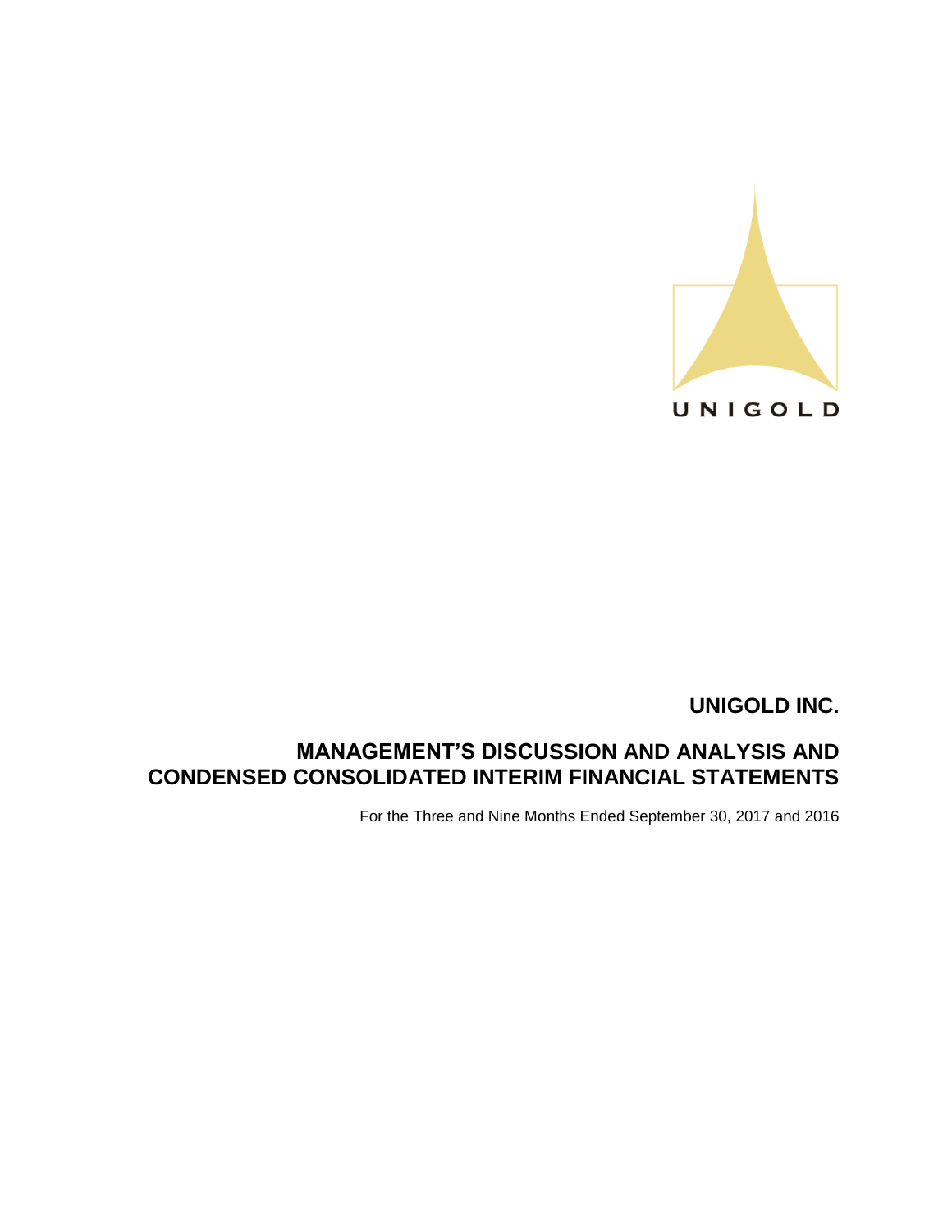UNIGOLD

# UNIGOLD INC.

## MANAGEMENT'S DISCUSSION AND ANALYSIS AND CONDENSED CONSOLIDATED INTERIM FINANCIAL STATEMENTS

For the Three and Nine Months Ended September 30, 2017 and 2016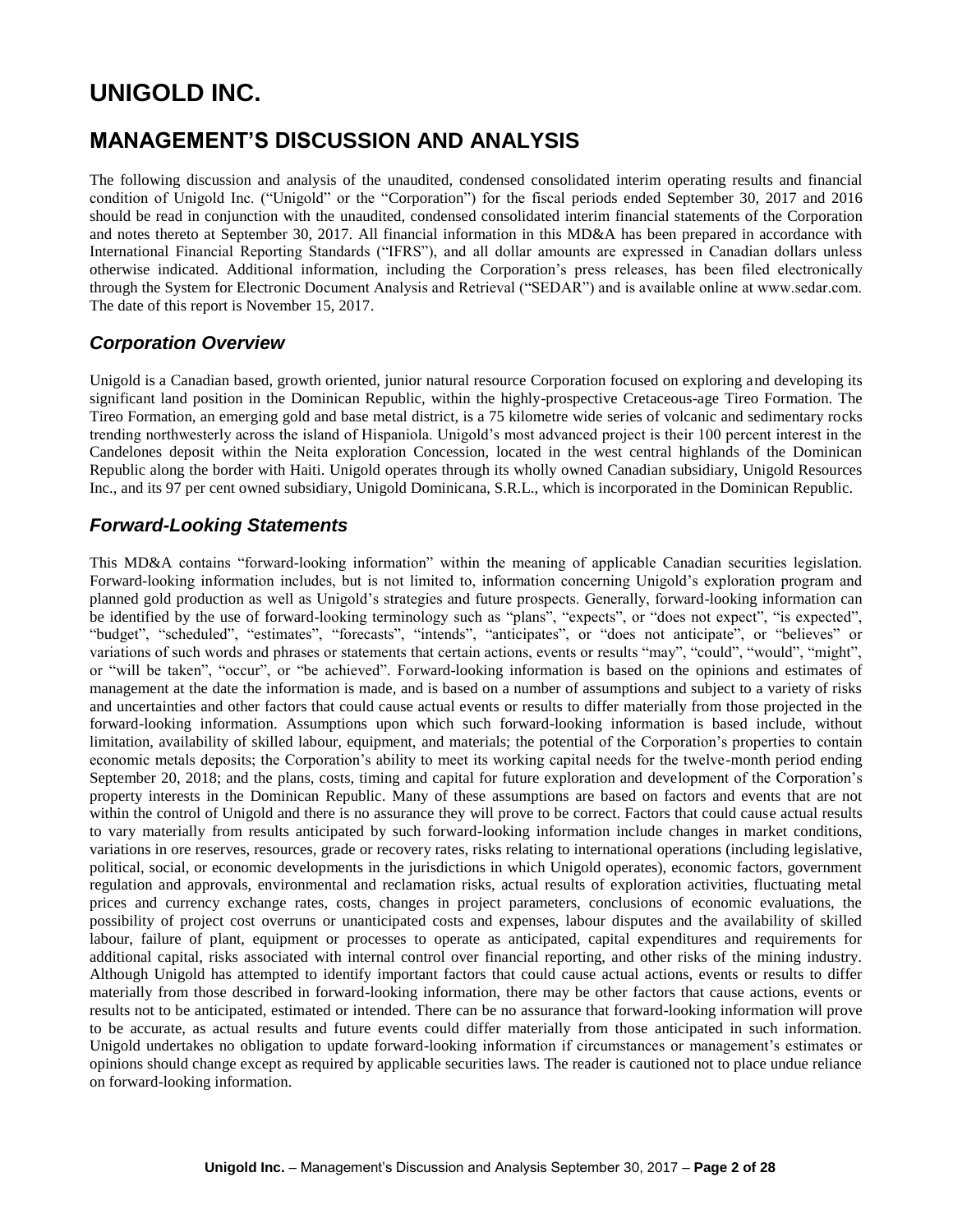# UNIGOLD INC.

## MANAGEMENT'S DISCUSSION AND ANALYSIS

The following discussion and analysis of the unaudited, condensed consolidated interim operating results and financial condition of Unigold Inc. ("Unigold" or the "Corporation") for the fiscal periods ended September 30, 2017 and 2016 should be read in conjunction with the unaudited, condensed consolidated interim financial statements of the Corporation and notes thereto at September 30, 2017. All financial information in this MD&A has been prepared in accordance with International Financial Reporting Standards ("IFRS"), and all dollar amounts are expressed in Canadian dollars unless otherwise indicated. Additional information, including the Corporation's press releases, has been filed electronically through the System for Electronic Document Analysis and Retrieval ("SEDAR") and is available online at www.sedar.com. The date of this report is November 15, 2017.

### *Corporation Overview*

Unigold is a Canadian based, growth oriented, junior natural resource Corporation focused on exploring and developing its significant land position in the Dominican Republic, within the highly-prospective Cretaceous-age Tireo Formation. The Tireo Formation, an emerging gold and base metal district, is a 75 kilometre wide series of volcanic and sedimentary rocks trending northwesterly across the island of Hispaniola. Unigold's most advanced project is their 100 percent interest in the Candelones deposit within the Neita exploration Concession, located in the west central highlands of the Dominican Republic along the border with Haiti. Unigold operates through its wholly owned Canadian subsidiary, Unigold Resources Inc., and its 97 per cent owned subsidiary, Unigold Dominicana, S.R.L., which is incorporated in the Dominican Republic.

### *Forward-Looking Statements*

This MD&A contains "forward-looking information" within the meaning of applicable Canadian securities legislation. Forward-looking information includes, but is not limited to, information concerning Unigold's exploration program and planned gold production as well as Unigold's strategies and future prospects. Generally, forward-looking information can be identified by the use of forward-looking terminology such as "plans", "expects", or "does not expect", "is expected", "budget", "scheduled", "estimates", "forecasts", "intends", "anticipates", or "does not anticipate", or "believes" or variations of such words and phrases or statements that certain actions, events or results "may", "could", "would", "might", or "will be taken", "occur", or "be achieved". Forward-looking information is based on the opinions and estimates of management at the date the information is made, and is based on a number of assumptions and subject to a variety of risks and uncertainties and other factors that could cause actual events or results to differ materially from those projected in the forward-looking information. Assumptions upon which such forward-looking information is based include, without limitation, availability of skilled labour, equipment, and materials; the potential of the Corporation's properties to contain economic metals deposits; the Corporation's ability to meet its working capital needs for the twelve-month period ending September 20, 2018; and the plans, costs, timing and capital for future exploration and development of the Corporation's property interests in the Dominican Republic. Many of these assumptions are based on factors and events that are not within the control of Unigold and there is no assurance they will prove to be correct. Factors that could cause actual results to vary materially from results anticipated by such forward-looking information include changes in market conditions, variations in ore reserves, resources, grade or recovery rates, risks relating to international operations (including legislative, political, social, or economic developments in the jurisdictions in which Unigold operates), economic factors, government regulation and approvals, environmental and reclamation risks, actual results of exploration activities, fluctuating metal prices and currency exchange rates, costs, changes in project parameters, conclusions of economic evaluations, the possibility of project cost overruns or unanticipated costs and expenses, labour disputes and the availability of skilled labour, failure of plant, equipment or processes to operate as anticipated, capital expenditures and requirements for additional capital, risks associated with internal control over financial reporting, and other risks of the mining industry. Although Unigold has attempted to identify important factors that could cause actual actions, events or results to differ materially from those described in forward-looking information, there may be other factors that cause actions, events or results not to be anticipated, estimated or intended. There can be no assurance that forward-looking information will prove to be accurate, as actual results and future events could differ materially from those anticipated in such information. Unigold undertakes no obligation to update forward-looking information if circumstances or management's estimates or opinions should change except as required by applicable securities laws. The reader is cautioned not to place undue reliance on forward-looking information.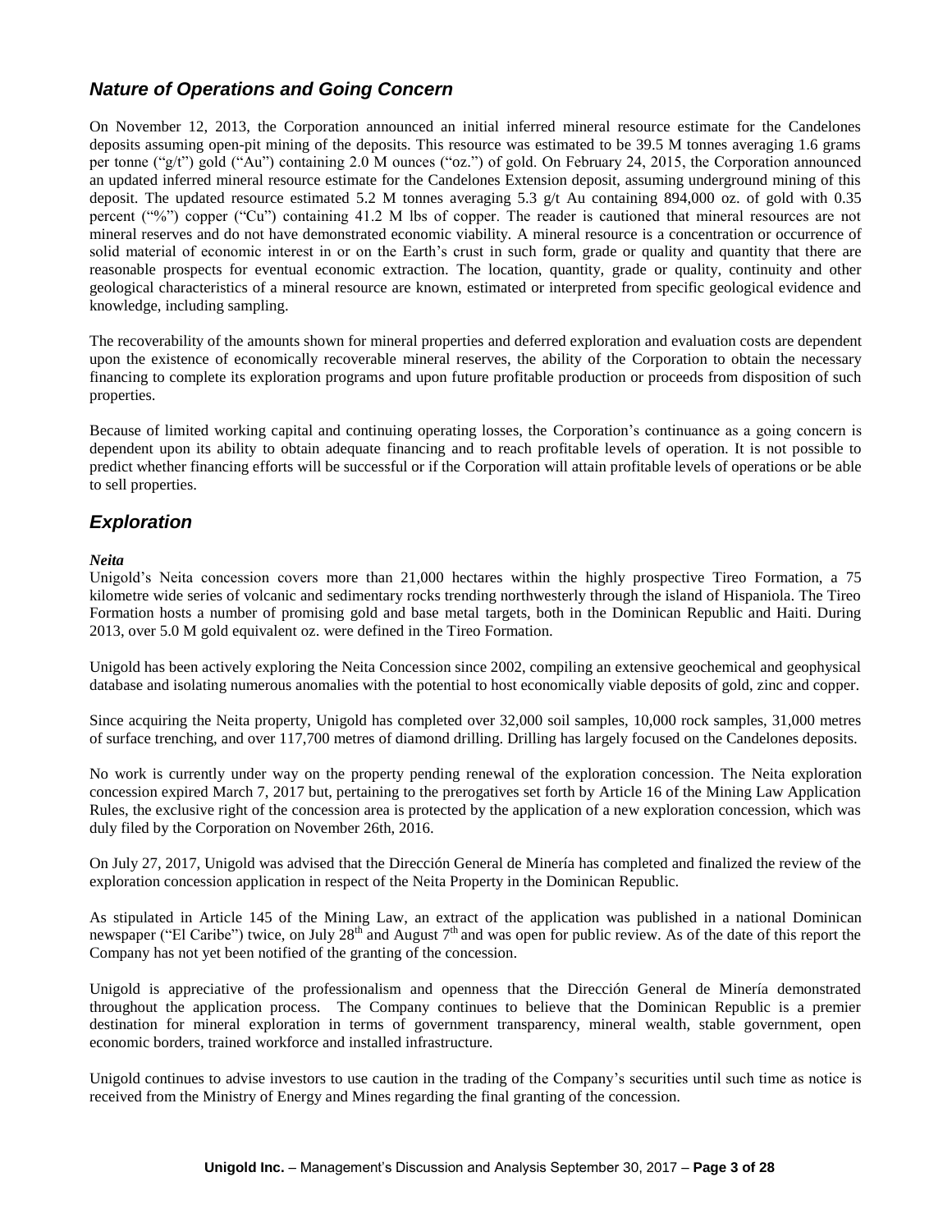## *Nature of Operations and Going Concern*

On November 12, 2013, the Corporation announced an initial inferred mineral resource estimate for the Candelones deposits assuming open-pit mining of the deposits. This resource was estimated to be 39.5 M tonnes averaging 1.6 grams per tonne ("g/t") gold ("Au") containing 2.0 M ounces ("oz.") of gold. On February 24, 2015, the Corporation announced an updated inferred mineral resource estimate for the Candelones Extension deposit, assuming underground mining of this deposit. The updated resource estimated 5.2 M tonnes averaging 5.3 g/t Au containing 894,000 oz. of gold with 0.35 percent ("%") copper ("Cu") containing 41.2 M lbs of copper. The reader is cautioned that mineral resources are not mineral reserves and do not have demonstrated economic viability. A mineral resource is a concentration or occurrence of solid material of economic interest in or on the Earth's crust in such form, grade or quality and quantity that there are reasonable prospects for eventual economic extraction. The location, quantity, grade or quality, continuity and other geological characteristics of a mineral resource are known, estimated or interpreted from specific geological evidence and knowledge, including sampling.

The recoverability of the amounts shown for mineral properties and deferred exploration and evaluation costs are dependent upon the existence of economically recoverable mineral reserves, the ability of the Corporation to obtain the necessary financing to complete its exploration programs and upon future profitable production or proceeds from disposition of such properties.

Because of limited working capital and continuing operating losses, the Corporation's continuance as a going concern is dependent upon its ability to obtain adequate financing and to reach profitable levels of operation. It is not possible to predict whether financing efforts will be successful or if the Corporation will attain profitable levels of operations or be able to sell properties.

## *Exploration*

***Neita***

Unigold's Neita concession covers more than 21,000 hectares within the highly prospective Tireo Formation, a 75 kilometre wide series of volcanic and sedimentary rocks trending northwesterly through the island of Hispaniola. The Tireo Formation hosts a number of promising gold and base metal targets, both in the Dominican Republic and Haiti. During 2013, over 5.0 M gold equivalent oz. were defined in the Tireo Formation.

Unigold has been actively exploring the Neita Concession since 2002, compiling an extensive geochemical and geophysical database and isolating numerous anomalies with the potential to host economically viable deposits of gold, zinc and copper.

Since acquiring the Neita property, Unigold has completed over 32,000 soil samples, 10,000 rock samples, 31,000 metres of surface trenching, and over 117,700 metres of diamond drilling. Drilling has largely focused on the Candelones deposits.

No work is currently under way on the property pending renewal of the exploration concession. The Neita exploration concession expired March 7, 2017 but, pertaining to the prerogatives set forth by Article 16 of the Mining Law Application Rules, the exclusive right of the concession area is protected by the application of a new exploration concession, which was duly filed by the Corporation on November 26th, 2016.

On July 27, 2017, Unigold was advised that the Dirección General de Minería has completed and finalized the review of the exploration concession application in respect of the Neita Property in the Dominican Republic.

As stipulated in Article 145 of the Mining Law, an extract of the application was published in a national Dominican newspaper ("El Caribe") twice, on July 28th and August 7th and was open for public review. As of the date of this report the Company has not yet been notified of the granting of the concession.

Unigold is appreciative of the professionalism and openness that the Dirección General de Minería demonstrated throughout the application process. The Company continues to believe that the Dominican Republic is a premier destination for mineral exploration in terms of government transparency, mineral wealth, stable government, open economic borders, trained workforce and installed infrastructure.

Unigold continues to advise investors to use caution in the trading of the Company's securities until such time as notice is received from the Ministry of Energy and Mines regarding the final granting of the concession.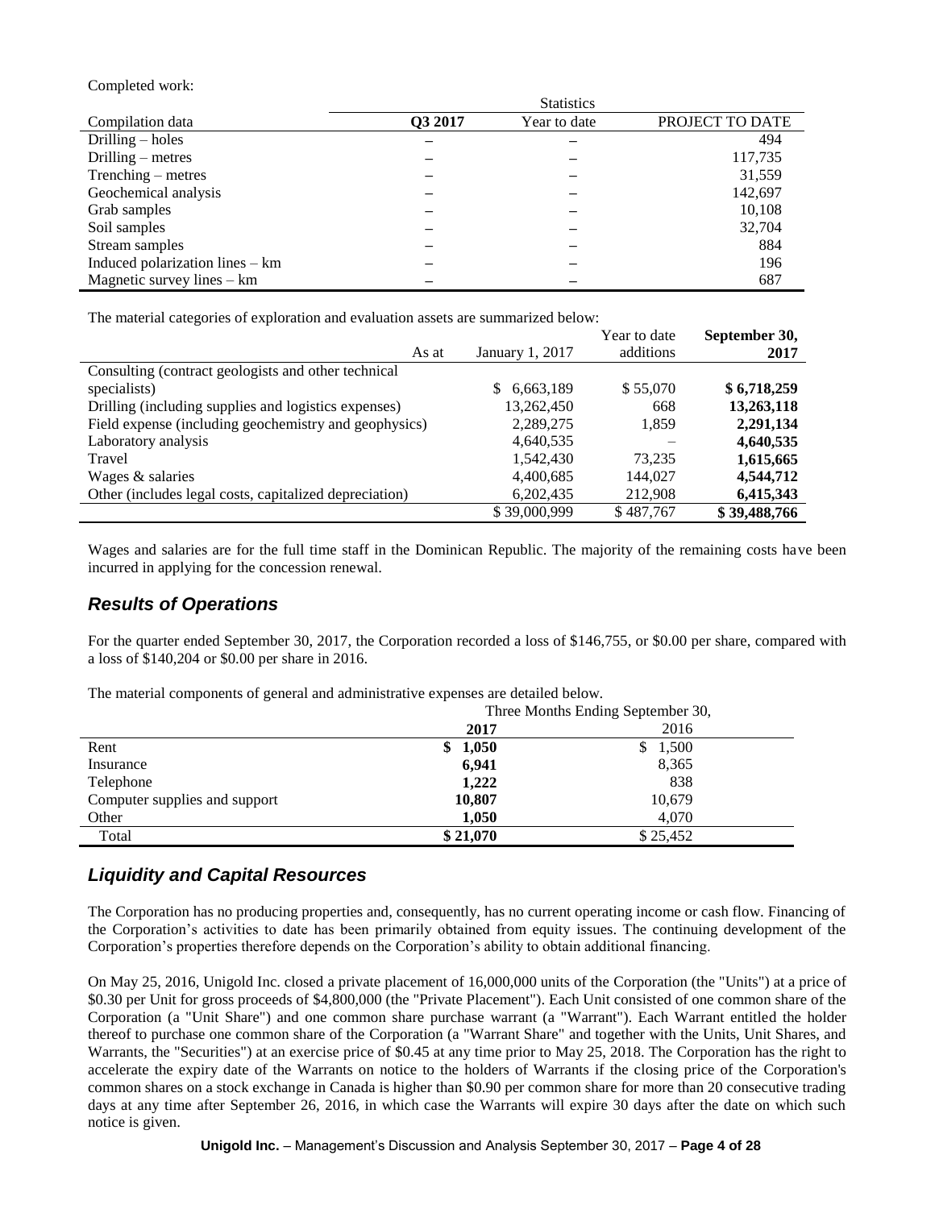Completed work:

| | Statistics | | |
|---|---|---|---|
| Compilation data | **Q3 2017** | Year to date | PROJECT TO DATE |
| Drilling – holes | – | – | 494 |
| Drilling – metres | – | – | 117,735 |
| Trenching – metres | – | – | 31,559 |
| Geochemical analysis | – | – | 142,697 |
| Grab samples | – | – | 10,108 |
| Soil samples | – | – | 32,704 |
| Stream samples | – | – | 884 |
| Induced polarization lines – km | – | – | 196 |
| Magnetic survey lines – km | – | – | 687 |

The material categories of exploration and evaluation assets are summarized below:

| As at | January 1, 2017 | Year to date additions | **September 30, 2017** |
|---|---|---|---|
| Consulting (contract geologists and other technical specialists) | $ 6,663,189 | $ 55,070 | **$ 6,718,259** |
| Drilling (including supplies and logistics expenses) | 13,262,450 | 668 | **13,263,118** |
| Field expense (including geochemistry and geophysics) | 2,289,275 | 1,859 | **2,291,134** |
| Laboratory analysis | 4,640,535 | – | **4,640,535** |
| Travel | 1,542,430 | 73,235 | **1,615,665** |
| Wages & salaries | 4,400,685 | 144,027 | **4,544,712** |
| Other (includes legal costs, capitalized depreciation) | 6,202,435 | 212,908 | **6,415,343** |
| | $ 39,000,999 | $ 487,767 | **$ 39,488,766** |

Wages and salaries are for the full time staff in the Dominican Republic. The majority of the remaining costs have been incurred in applying for the concession renewal.

## *Results of Operations*

For the quarter ended September 30, 2017, the Corporation recorded a loss of $146,755, or $0.00 per share, compared with a loss of $140,204 or $0.00 per share in 2016.

The material components of general and administrative expenses are detailed below.

| | Three Months Ending September 30, | |
|---|---|---|
| | **2017** | 2016 |
| Rent | **$ 1,050** | $ 1,500 |
| Insurance | **6,941** | 8,365 |
| Telephone | **1,222** | 838 |
| Computer supplies and support | **10,807** | 10,679 |
| Other | **1,050** | 4,070 |
| Total | **$ 21,070** | $ 25,452 |

## *Liquidity and Capital Resources*

The Corporation has no producing properties and, consequently, has no current operating income or cash flow. Financing of the Corporation's activities to date has been primarily obtained from equity issues. The continuing development of the Corporation's properties therefore depends on the Corporation's ability to obtain additional financing.

On May 25, 2016, Unigold Inc. closed a private placement of 16,000,000 units of the Corporation (the "Units") at a price of $0.30 per Unit for gross proceeds of $4,800,000 (the "Private Placement"). Each Unit consisted of one common share of the Corporation (a "Unit Share") and one common share purchase warrant (a "Warrant"). Each Warrant entitled the holder thereof to purchase one common share of the Corporation (a "Warrant Share" and together with the Units, Unit Shares, and Warrants, the "Securities") at an exercise price of $0.45 at any time prior to May 25, 2018. The Corporation has the right to accelerate the expiry date of the Warrants on notice to the holders of Warrants if the closing price of the Corporation's common shares on a stock exchange in Canada is higher than $0.90 per common share for more than 20 consecutive trading days at any time after September 26, 2016, in which case the Warrants will expire 30 days after the date on which such notice is given.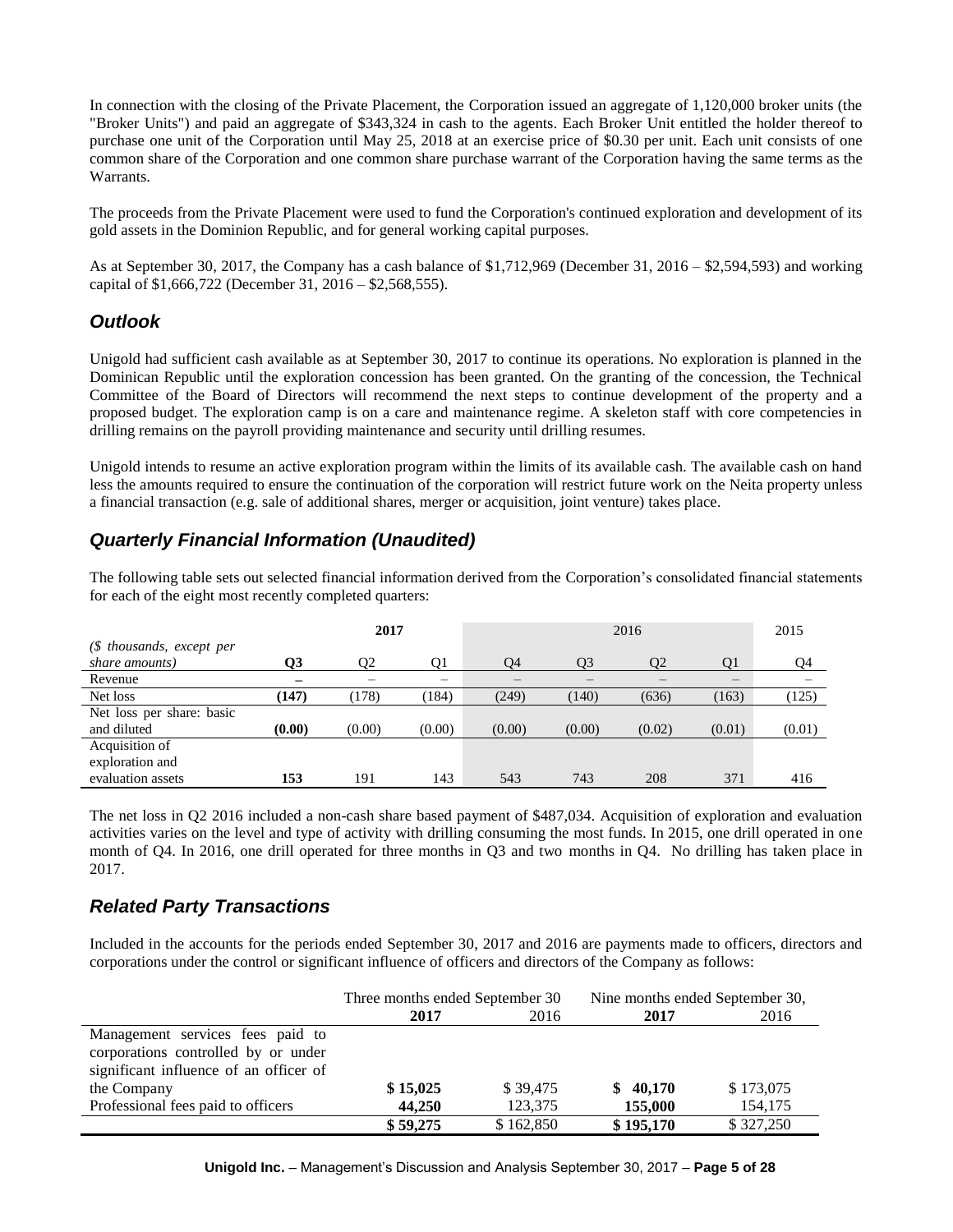In connection with the closing of the Private Placement, the Corporation issued an aggregate of 1,120,000 broker units (the "Broker Units") and paid an aggregate of $343,324 in cash to the agents. Each Broker Unit entitled the holder thereof to purchase one unit of the Corporation until May 25, 2018 at an exercise price of $0.30 per unit. Each unit consists of one common share of the Corporation and one common share purchase warrant of the Corporation having the same terms as the Warrants.

The proceeds from the Private Placement were used to fund the Corporation's continued exploration and development of its gold assets in the Dominion Republic, and for general working capital purposes.

As at September 30, 2017, the Company has a cash balance of $1,712,969 (December 31, 2016 – $2,594,593) and working capital of $1,666,722 (December 31, 2016 – $2,568,555).

## *Outlook*

Unigold had sufficient cash available as at September 30, 2017 to continue its operations. No exploration is planned in the Dominican Republic until the exploration concession has been granted. On the granting of the concession, the Technical Committee of the Board of Directors will recommend the next steps to continue development of the property and a proposed budget. The exploration camp is on a care and maintenance regime. A skeleton staff with core competencies in drilling remains on the payroll providing maintenance and security until drilling resumes.

Unigold intends to resume an active exploration program within the limits of its available cash. The available cash on hand less the amounts required to ensure the continuation of the corporation will restrict future work on the Neita property unless a financial transaction (e.g. sale of additional shares, merger or acquisition, joint venture) takes place.

## *Quarterly Financial Information (Unaudited)*

The following table sets out selected financial information derived from the Corporation's consolidated financial statements for each of the eight most recently completed quarters:

| | **2017** | | | 2016 | | | | 2015 |
|---|---|---|---|---|---|---|---|---|
| *($ thousands, except per share amounts)* | **Q3** | Q2 | Q1 | Q4 | Q3 | Q2 | Q1 | Q4 |
| Revenue | **–** | – | – | – | – | – | – | – |
| Net loss | **(147)** | (178) | (184) | (249) | (140) | (636) | (163) | (125) |
| Net loss per share: basic and diluted | **(0.00)** | (0.00) | (0.00) | (0.00) | (0.00) | (0.02) | (0.01) | (0.01) |
| Acquisition of exploration and evaluation assets | **153** | 191 | 143 | 543 | 743 | 208 | 371 | 416 |

The net loss in Q2 2016 included a non-cash share based payment of $487,034. Acquisition of exploration and evaluation activities varies on the level and type of activity with drilling consuming the most funds. In 2015, one drill operated in one month of Q4. In 2016, one drill operated for three months in Q3 and two months in Q4. No drilling has taken place in 2017.

## *Related Party Transactions*

Included in the accounts for the periods ended September 30, 2017 and 2016 are payments made to officers, directors and corporations under the control or significant influence of officers and directors of the Company as follows:

| | Three months ended September 30 | | Nine months ended September 30, | |
|---|---|---|---|---|
| | **2017** | 2016 | **2017** | 2016 |
| Management services fees paid to corporations controlled by or under significant influence of an officer of the Company | **$ 15,025** | $ 39,475 | **$ 40,170** | $ 173,075 |
| Professional fees paid to officers | **44,250** | 123,375 | **155,000** | 154,175 |
| | **$ 59,275** | $ 162,850 | **$ 195,170** | $ 327,250 |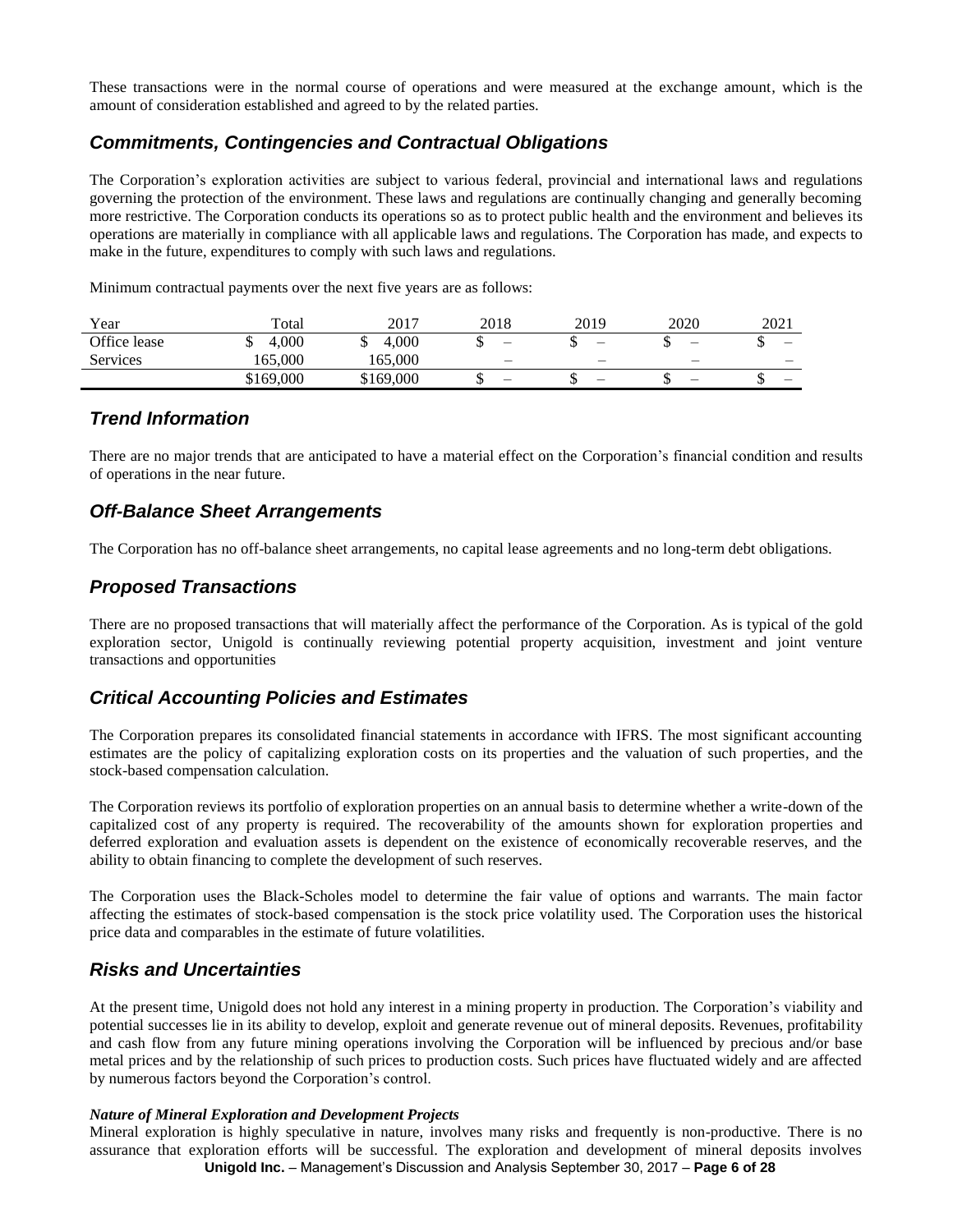These transactions were in the normal course of operations and were measured at the exchange amount, which is the amount of consideration established and agreed to by the related parties.

## *Commitments, Contingencies and Contractual Obligations*

The Corporation's exploration activities are subject to various federal, provincial and international laws and regulations governing the protection of the environment. These laws and regulations are continually changing and generally becoming more restrictive. The Corporation conducts its operations so as to protect public health and the environment and believes its operations are materially in compliance with all applicable laws and regulations. The Corporation has made, and expects to make in the future, expenditures to comply with such laws and regulations.

Minimum contractual payments over the next five years are as follows:

| Year | Total | 2017 | 2018 | 2019 | 2020 | 2021 |
|---|---|---|---|---|---|---|
| Office lease | \$ 4,000 | \$ 4,000 | \$ – | \$ – | \$ – | \$ – |
| Services | 165,000 | 165,000 | – | – | – | – |
| | \$169,000 | \$169,000 | \$ – | \$ – | \$ – | \$ – |

## *Trend Information*

There are no major trends that are anticipated to have a material effect on the Corporation's financial condition and results of operations in the near future.

## *Off-Balance Sheet Arrangements*

The Corporation has no off-balance sheet arrangements, no capital lease agreements and no long-term debt obligations.

## *Proposed Transactions*

There are no proposed transactions that will materially affect the performance of the Corporation. As is typical of the gold exploration sector, Unigold is continually reviewing potential property acquisition, investment and joint venture transactions and opportunities

## *Critical Accounting Policies and Estimates*

The Corporation prepares its consolidated financial statements in accordance with IFRS. The most significant accounting estimates are the policy of capitalizing exploration costs on its properties and the valuation of such properties, and the stock-based compensation calculation.

The Corporation reviews its portfolio of exploration properties on an annual basis to determine whether a write-down of the capitalized cost of any property is required. The recoverability of the amounts shown for exploration properties and deferred exploration and evaluation assets is dependent on the existence of economically recoverable reserves, and the ability to obtain financing to complete the development of such reserves.

The Corporation uses the Black-Scholes model to determine the fair value of options and warrants. The main factor affecting the estimates of stock-based compensation is the stock price volatility used. The Corporation uses the historical price data and comparables in the estimate of future volatilities.

## *Risks and Uncertainties*

At the present time, Unigold does not hold any interest in a mining property in production. The Corporation's viability and potential successes lie in its ability to develop, exploit and generate revenue out of mineral deposits. Revenues, profitability and cash flow from any future mining operations involving the Corporation will be influenced by precious and/or base metal prices and by the relationship of such prices to production costs. Such prices have fluctuated widely and are affected by numerous factors beyond the Corporation's control.

***Nature of Mineral Exploration and Development Projects***

Mineral exploration is highly speculative in nature, involves many risks and frequently is non-productive. There is no assurance that exploration efforts will be successful. The exploration and development of mineral deposits involves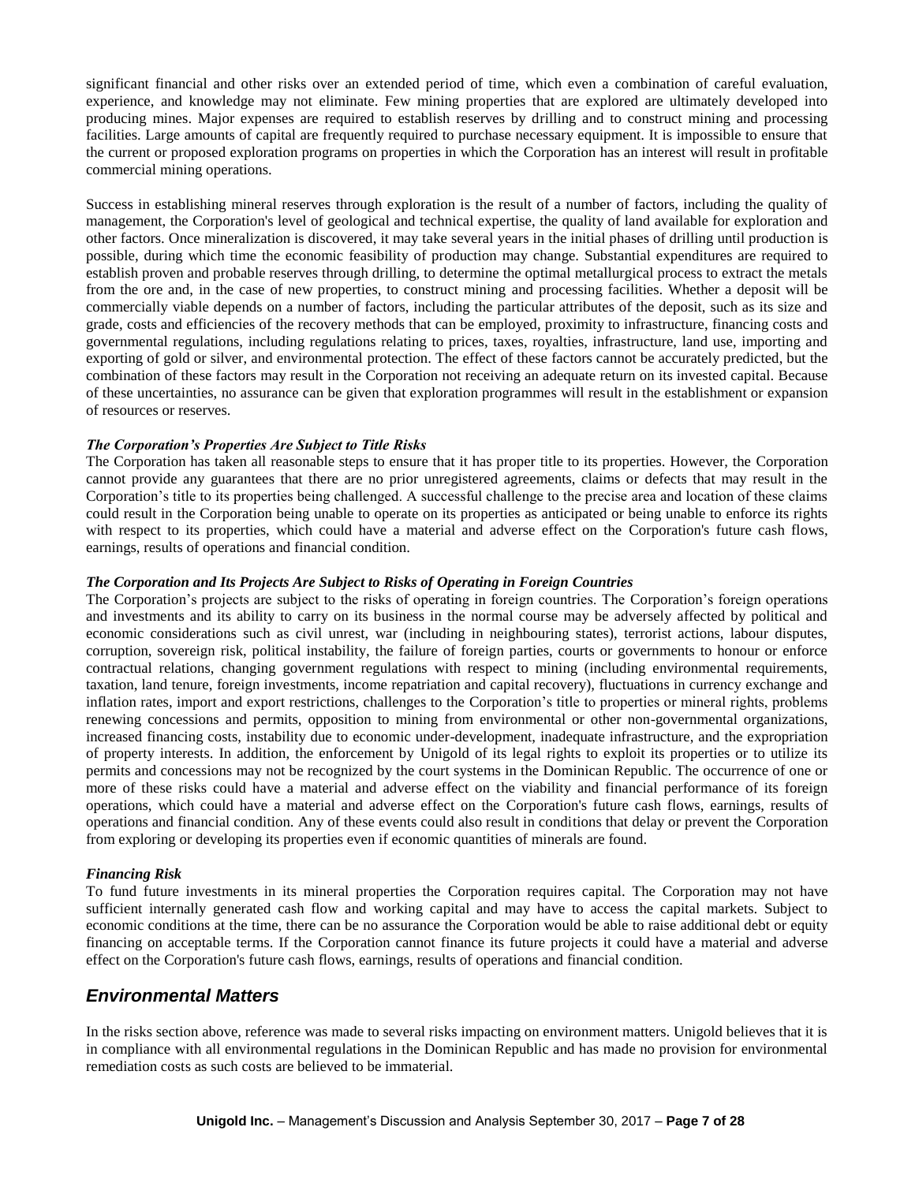significant financial and other risks over an extended period of time, which even a combination of careful evaluation, experience, and knowledge may not eliminate. Few mining properties that are explored are ultimately developed into producing mines. Major expenses are required to establish reserves by drilling and to construct mining and processing facilities. Large amounts of capital are frequently required to purchase necessary equipment. It is impossible to ensure that the current or proposed exploration programs on properties in which the Corporation has an interest will result in profitable commercial mining operations.

Success in establishing mineral reserves through exploration is the result of a number of factors, including the quality of management, the Corporation's level of geological and technical expertise, the quality of land available for exploration and other factors. Once mineralization is discovered, it may take several years in the initial phases of drilling until production is possible, during which time the economic feasibility of production may change. Substantial expenditures are required to establish proven and probable reserves through drilling, to determine the optimal metallurgical process to extract the metals from the ore and, in the case of new properties, to construct mining and processing facilities. Whether a deposit will be commercially viable depends on a number of factors, including the particular attributes of the deposit, such as its size and grade, costs and efficiencies of the recovery methods that can be employed, proximity to infrastructure, financing costs and governmental regulations, including regulations relating to prices, taxes, royalties, infrastructure, land use, importing and exporting of gold or silver, and environmental protection. The effect of these factors cannot be accurately predicted, but the combination of these factors may result in the Corporation not receiving an adequate return on its invested capital. Because of these uncertainties, no assurance can be given that exploration programmes will result in the establishment or expansion of resources or reserves.

***The Corporation's Properties Are Subject to Title Risks***

The Corporation has taken all reasonable steps to ensure that it has proper title to its properties. However, the Corporation cannot provide any guarantees that there are no prior unregistered agreements, claims or defects that may result in the Corporation's title to its properties being challenged. A successful challenge to the precise area and location of these claims could result in the Corporation being unable to operate on its properties as anticipated or being unable to enforce its rights with respect to its properties, which could have a material and adverse effect on the Corporation's future cash flows, earnings, results of operations and financial condition.

***The Corporation and Its Projects Are Subject to Risks of Operating in Foreign Countries***

The Corporation's projects are subject to the risks of operating in foreign countries. The Corporation's foreign operations and investments and its ability to carry on its business in the normal course may be adversely affected by political and economic considerations such as civil unrest, war (including in neighbouring states), terrorist actions, labour disputes, corruption, sovereign risk, political instability, the failure of foreign parties, courts or governments to honour or enforce contractual relations, changing government regulations with respect to mining (including environmental requirements, taxation, land tenure, foreign investments, income repatriation and capital recovery), fluctuations in currency exchange and inflation rates, import and export restrictions, challenges to the Corporation's title to properties or mineral rights, problems renewing concessions and permits, opposition to mining from environmental or other non-governmental organizations, increased financing costs, instability due to economic under-development, inadequate infrastructure, and the expropriation of property interests. In addition, the enforcement by Unigold of its legal rights to exploit its properties or to utilize its permits and concessions may not be recognized by the court systems in the Dominican Republic. The occurrence of one or more of these risks could have a material and adverse effect on the viability and financial performance of its foreign operations, which could have a material and adverse effect on the Corporation's future cash flows, earnings, results of operations and financial condition. Any of these events could also result in conditions that delay or prevent the Corporation from exploring or developing its properties even if economic quantities of minerals are found.

***Financing Risk***

To fund future investments in its mineral properties the Corporation requires capital. The Corporation may not have sufficient internally generated cash flow and working capital and may have to access the capital markets. Subject to economic conditions at the time, there can be no assurance the Corporation would be able to raise additional debt or equity financing on acceptable terms. If the Corporation cannot finance its future projects it could have a material and adverse effect on the Corporation's future cash flows, earnings, results of operations and financial condition.

## *Environmental Matters*

In the risks section above, reference was made to several risks impacting on environment matters. Unigold believes that it is in compliance with all environmental regulations in the Dominican Republic and has made no provision for environmental remediation costs as such costs are believed to be immaterial.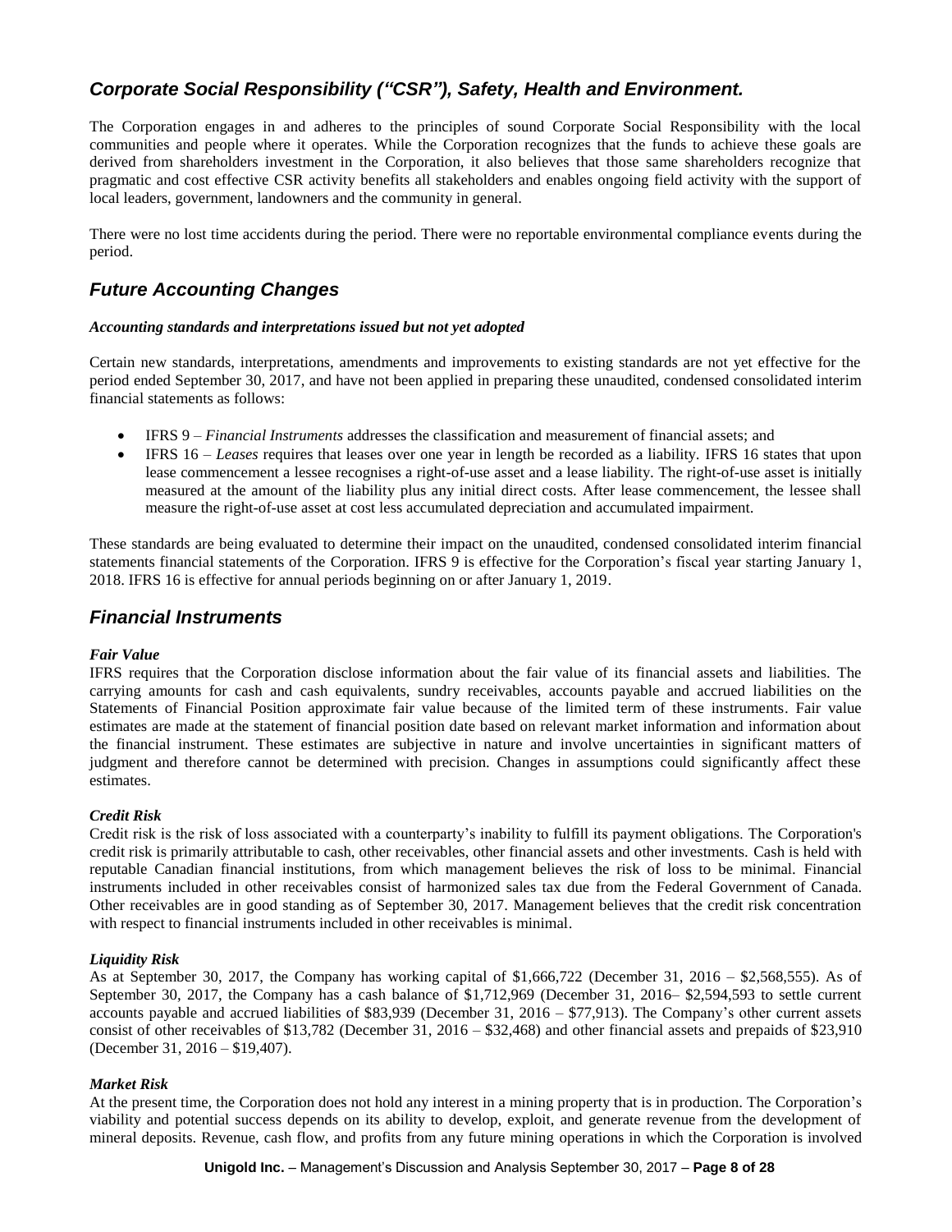## *Corporate Social Responsibility ("CSR"), Safety, Health and Environment.*

The Corporation engages in and adheres to the principles of sound Corporate Social Responsibility with the local communities and people where it operates. While the Corporation recognizes that the funds to achieve these goals are derived from shareholders investment in the Corporation, it also believes that those same shareholders recognize that pragmatic and cost effective CSR activity benefits all stakeholders and enables ongoing field activity with the support of local leaders, government, landowners and the community in general.

There were no lost time accidents during the period. There were no reportable environmental compliance events during the period.

## *Future Accounting Changes*

***Accounting standards and interpretations issued but not yet adopted***

Certain new standards, interpretations, amendments and improvements to existing standards are not yet effective for the period ended September 30, 2017, and have not been applied in preparing these unaudited, condensed consolidated interim financial statements as follows:

- IFRS 9 – *Financial Instruments* addresses the classification and measurement of financial assets; and
- IFRS 16 – *Leases* requires that leases over one year in length be recorded as a liability. IFRS 16 states that upon lease commencement a lessee recognises a right-of-use asset and a lease liability. The right-of-use asset is initially measured at the amount of the liability plus any initial direct costs. After lease commencement, the lessee shall measure the right-of-use asset at cost less accumulated depreciation and accumulated impairment.

These standards are being evaluated to determine their impact on the unaudited, condensed consolidated interim financial statements financial statements of the Corporation. IFRS 9 is effective for the Corporation's fiscal year starting January 1, 2018. IFRS 16 is effective for annual periods beginning on or after January 1, 2019.

## *Financial Instruments*

***Fair Value***

IFRS requires that the Corporation disclose information about the fair value of its financial assets and liabilities. The carrying amounts for cash and cash equivalents, sundry receivables, accounts payable and accrued liabilities on the Statements of Financial Position approximate fair value because of the limited term of these instruments. Fair value estimates are made at the statement of financial position date based on relevant market information and information about the financial instrument. These estimates are subjective in nature and involve uncertainties in significant matters of judgment and therefore cannot be determined with precision. Changes in assumptions could significantly affect these estimates.

***Credit Risk***

Credit risk is the risk of loss associated with a counterparty's inability to fulfill its payment obligations. The Corporation's credit risk is primarily attributable to cash, other receivables, other financial assets and other investments. Cash is held with reputable Canadian financial institutions, from which management believes the risk of loss to be minimal. Financial instruments included in other receivables consist of harmonized sales tax due from the Federal Government of Canada. Other receivables are in good standing as of September 30, 2017. Management believes that the credit risk concentration with respect to financial instruments included in other receivables is minimal.

***Liquidity Risk***

As at September 30, 2017, the Company has working capital of $1,666,722 (December 31, 2016 – $2,568,555). As of September 30, 2017, the Company has a cash balance of $1,712,969 (December 31, 2016– $2,594,593 to settle current accounts payable and accrued liabilities of $83,939 (December 31, 2016 – $77,913). The Company's other current assets consist of other receivables of $13,782 (December 31, 2016 – $32,468) and other financial assets and prepaids of $23,910 (December 31, 2016 – $19,407).

***Market Risk***

At the present time, the Corporation does not hold any interest in a mining property that is in production. The Corporation's viability and potential success depends on its ability to develop, exploit, and generate revenue from the development of mineral deposits. Revenue, cash flow, and profits from any future mining operations in which the Corporation is involved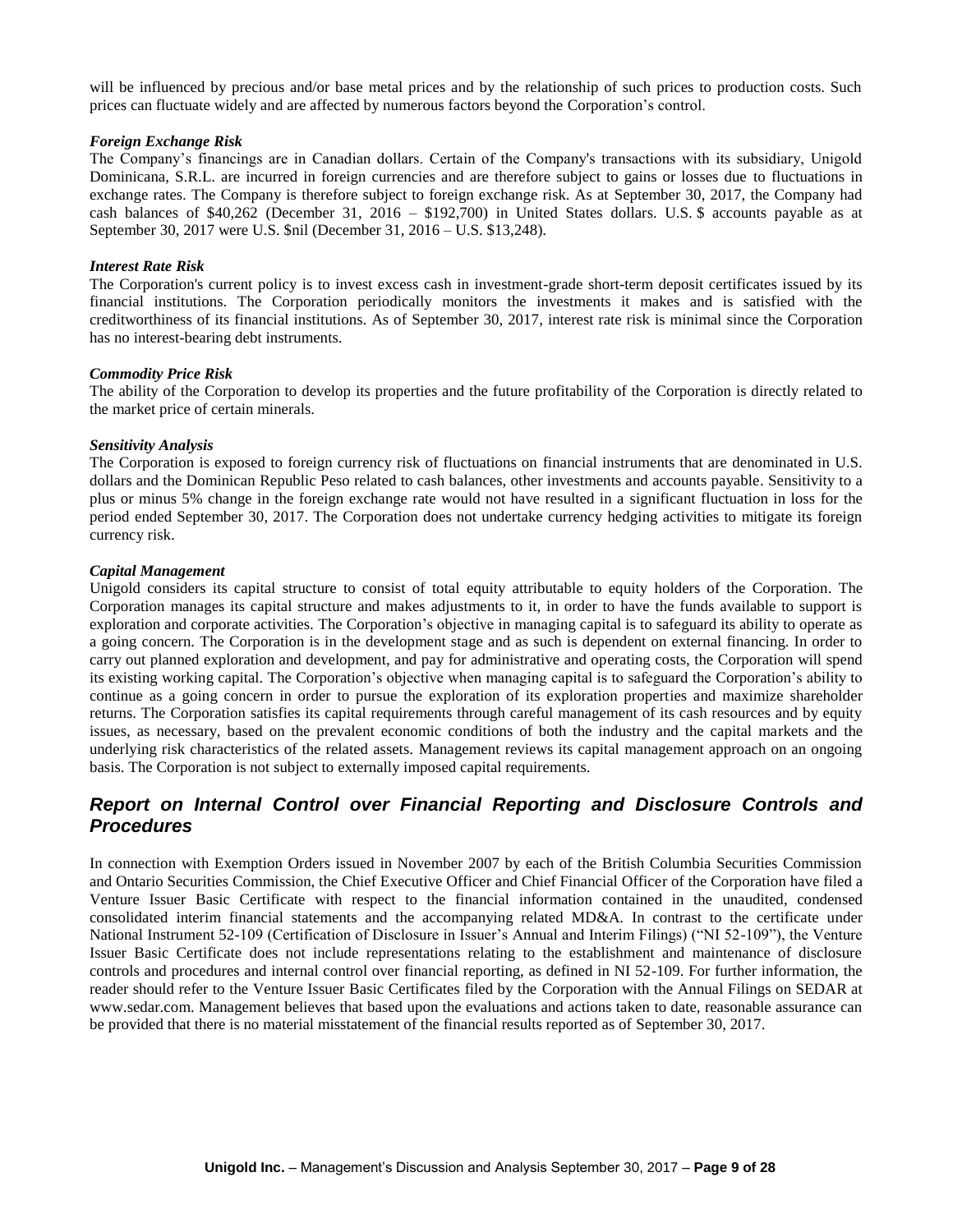will be influenced by precious and/or base metal prices and by the relationship of such prices to production costs. Such prices can fluctuate widely and are affected by numerous factors beyond the Corporation's control.

***Foreign Exchange Risk***

The Company's financings are in Canadian dollars. Certain of the Company's transactions with its subsidiary, Unigold Dominicana, S.R.L. are incurred in foreign currencies and are therefore subject to gains or losses due to fluctuations in exchange rates. The Company is therefore subject to foreign exchange risk. As at September 30, 2017, the Company had cash balances of $40,262 (December 31, 2016 – $192,700) in United States dollars. U.S. $ accounts payable as at September 30, 2017 were U.S. $nil (December 31, 2016 – U.S. $13,248).

***Interest Rate Risk***

The Corporation's current policy is to invest excess cash in investment-grade short-term deposit certificates issued by its financial institutions. The Corporation periodically monitors the investments it makes and is satisfied with the creditworthiness of its financial institutions. As of September 30, 2017, interest rate risk is minimal since the Corporation has no interest-bearing debt instruments.

***Commodity Price Risk***

The ability of the Corporation to develop its properties and the future profitability of the Corporation is directly related to the market price of certain minerals.

***Sensitivity Analysis***

The Corporation is exposed to foreign currency risk of fluctuations on financial instruments that are denominated in U.S. dollars and the Dominican Republic Peso related to cash balances, other investments and accounts payable. Sensitivity to a plus or minus 5% change in the foreign exchange rate would not have resulted in a significant fluctuation in loss for the period ended September 30, 2017. The Corporation does not undertake currency hedging activities to mitigate its foreign currency risk.

***Capital Management***

Unigold considers its capital structure to consist of total equity attributable to equity holders of the Corporation. The Corporation manages its capital structure and makes adjustments to it, in order to have the funds available to support is exploration and corporate activities. The Corporation's objective in managing capital is to safeguard its ability to operate as a going concern. The Corporation is in the development stage and as such is dependent on external financing. In order to carry out planned exploration and development, and pay for administrative and operating costs, the Corporation will spend its existing working capital. The Corporation's objective when managing capital is to safeguard the Corporation's ability to continue as a going concern in order to pursue the exploration of its exploration properties and maximize shareholder returns. The Corporation satisfies its capital requirements through careful management of its cash resources and by equity issues, as necessary, based on the prevalent economic conditions of both the industry and the capital markets and the underlying risk characteristics of the related assets. Management reviews its capital management approach on an ongoing basis. The Corporation is not subject to externally imposed capital requirements.

## *Report on Internal Control over Financial Reporting and Disclosure Controls and Procedures*

In connection with Exemption Orders issued in November 2007 by each of the British Columbia Securities Commission and Ontario Securities Commission, the Chief Executive Officer and Chief Financial Officer of the Corporation have filed a Venture Issuer Basic Certificate with respect to the financial information contained in the unaudited, condensed consolidated interim financial statements and the accompanying related MD&A. In contrast to the certificate under National Instrument 52-109 (Certification of Disclosure in Issuer's Annual and Interim Filings) ("NI 52-109"), the Venture Issuer Basic Certificate does not include representations relating to the establishment and maintenance of disclosure controls and procedures and internal control over financial reporting, as defined in NI 52-109. For further information, the reader should refer to the Venture Issuer Basic Certificates filed by the Corporation with the Annual Filings on SEDAR at www.sedar.com. Management believes that based upon the evaluations and actions taken to date, reasonable assurance can be provided that there is no material misstatement of the financial results reported as of September 30, 2017.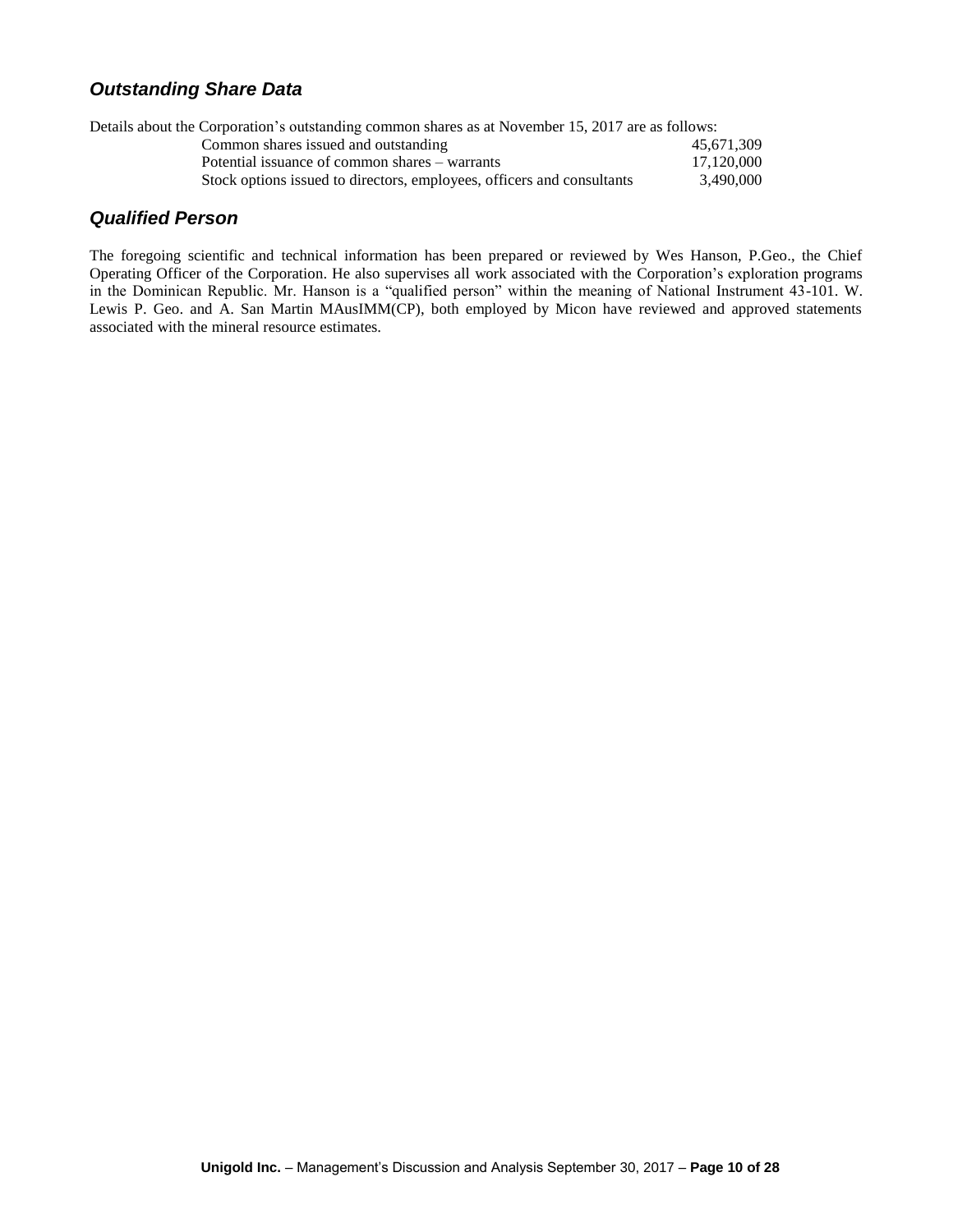### *Outstanding Share Data*

Details about the Corporation's outstanding common shares as at November 15, 2017 are as follows:

| | |
|---|---|
| Common shares issued and outstanding | 45,671,309 |
| Potential issuance of common shares – warrants | 17,120,000 |
| Stock options issued to directors, employees, officers and consultants | 3,490,000 |

### *Qualified Person*

The foregoing scientific and technical information has been prepared or reviewed by Wes Hanson, P.Geo., the Chief Operating Officer of the Corporation. He also supervises all work associated with the Corporation's exploration programs in the Dominican Republic. Mr. Hanson is a "qualified person" within the meaning of National Instrument 43-101. W. Lewis P. Geo. and A. San Martin MAusIMM(CP), both employed by Micon have reviewed and approved statements associated with the mineral resource estimates.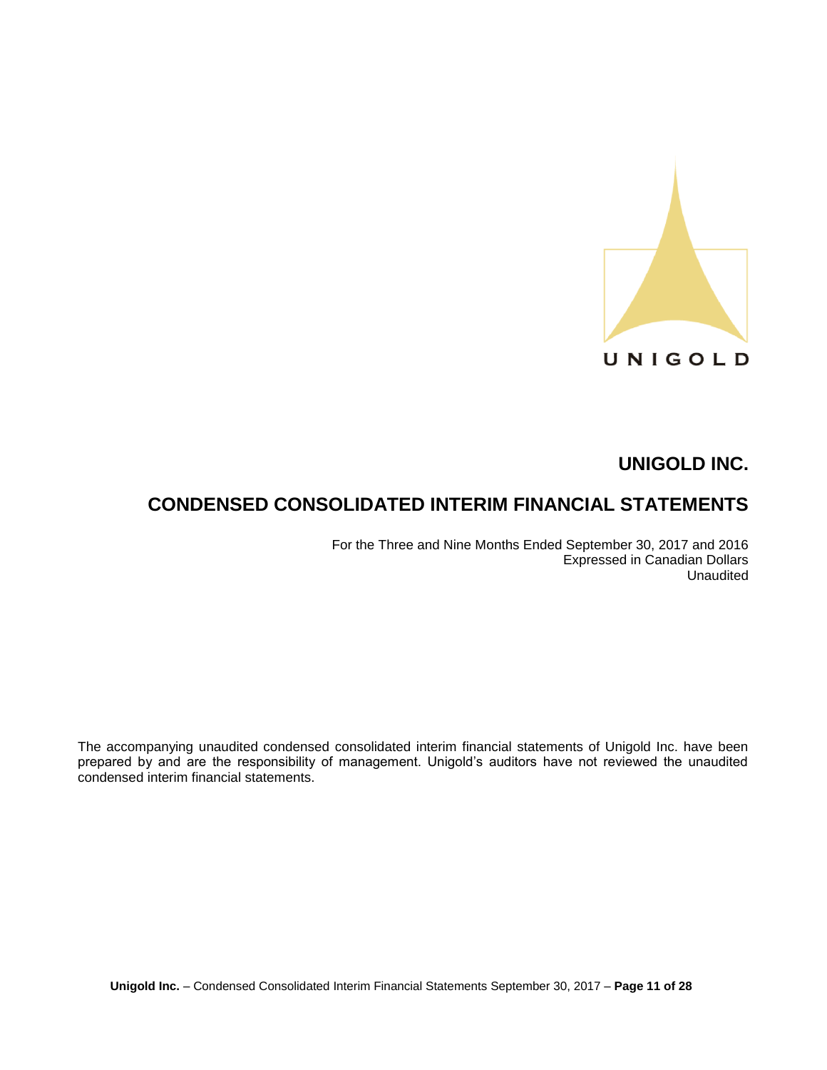UNIGOLD

# UNIGOLD INC.

## CONDENSED CONSOLIDATED INTERIM FINANCIAL STATEMENTS

For the Three and Nine Months Ended September 30, 2017 and 2016
Expressed in Canadian Dollars
Unaudited

The accompanying unaudited condensed consolidated interim financial statements of Unigold Inc. have been prepared by and are the responsibility of management. Unigold's auditors have not reviewed the unaudited condensed interim financial statements.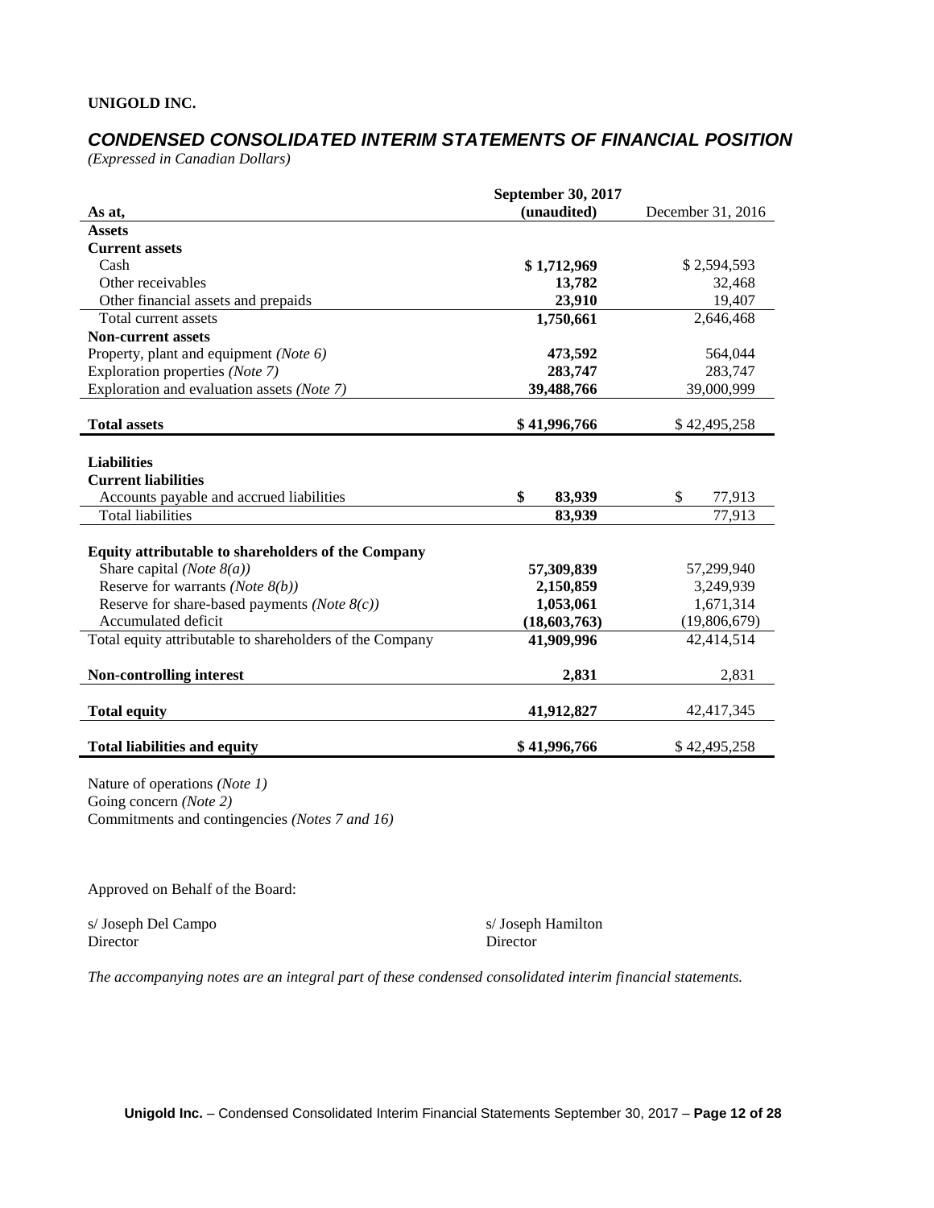**UNIGOLD INC.**

## *CONDENSED CONSOLIDATED INTERIM STATEMENTS OF FINANCIAL POSITION*

*(Expressed in Canadian Dollars)*

| As at, | September 30, 2017 (unaudited) | December 31, 2016 |
|---|---|---|
| **Assets** | | |
| **Current assets** | | |
| Cash | **$ 1,712,969** | $ 2,594,593 |
| Other receivables | **13,782** | 32,468 |
| Other financial assets and prepaids | **23,910** | 19,407 |
| Total current assets | **1,750,661** | 2,646,468 |
| **Non-current assets** | | |
| Property, plant and equipment *(Note 6)* | **473,592** | 564,044 |
| Exploration properties *(Note 7)* | **283,747** | 283,747 |
| Exploration and evaluation assets *(Note 7)* | **39,488,766** | 39,000,999 |
| **Total assets** | **$ 41,996,766** | $ 42,495,258 |
| **Liabilities** | | |
| **Current liabilities** | | |
| Accounts payable and accrued liabilities | **$ 83,939** | $ 77,913 |
| Total liabilities | **83,939** | 77,913 |
| **Equity attributable to shareholders of the Company** | | |
| Share capital *(Note 8(a))* | **57,309,839** | 57,299,940 |
| Reserve for warrants *(Note 8(b))* | **2,150,859** | 3,249,939 |
| Reserve for share-based payments *(Note 8(c))* | **1,053,061** | 1,671,314 |
| Accumulated deficit | **(18,603,763)** | (19,806,679) |
| Total equity attributable to shareholders of the Company | **41,909,996** | 42,414,514 |
| **Non-controlling interest** | **2,831** | 2,831 |
| **Total equity** | **41,912,827** | 42,417,345 |
| **Total liabilities and equity** | **$ 41,996,766** | $ 42,495,258 |

Nature of operations *(Note 1)*
Going concern *(Note 2)*
Commitments and contingencies *(Notes 7 and 16)*

Approved on Behalf of the Board:

s/ Joseph Del Campo
Director

s/ Joseph Hamilton
Director

*The accompanying notes are an integral part of these condensed consolidated interim financial statements.*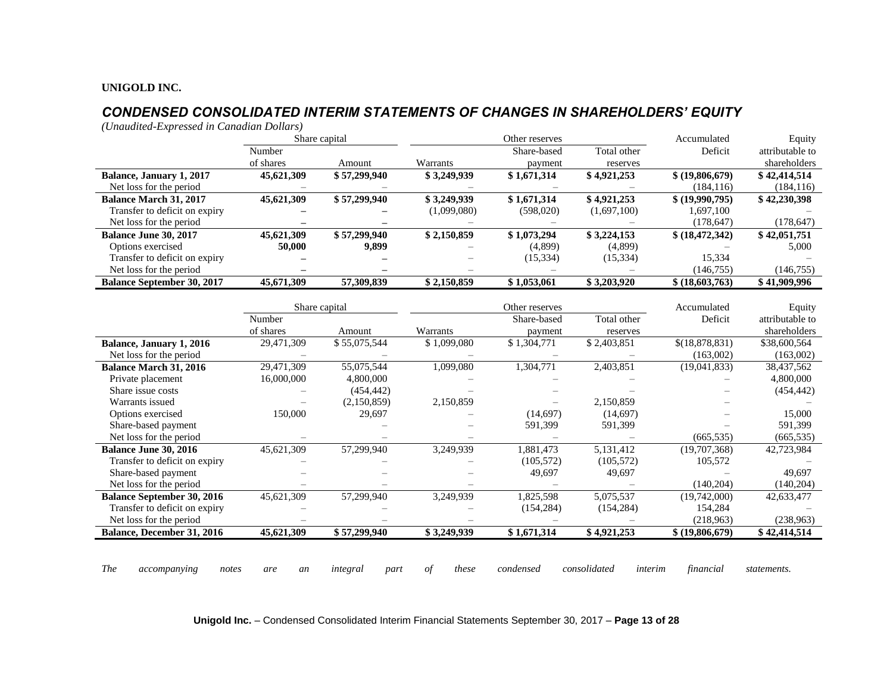**UNIGOLD INC.**

## *CONDENSED CONSOLIDATED INTERIM STATEMENTS OF CHANGES IN SHAREHOLDERS' EQUITY*

*(Unaudited-Expressed in Canadian Dollars)*

| | Share capital | | Other reserves | | | Accumulated | Equity |
|---|---|---|---|---|---|---|---|
| | Number of shares | Amount | Warrants | Share-based payment | Total other reserves | Deficit | attributable to shareholders |
| **Balance, January 1, 2017** | **45,621,309** | **$ 57,299,940** | **$ 3,249,939** | **$ 1,671,314** | **$ 4,921,253** | **$ (19,806,679)** | **$ 42,414,514** |
| Net loss for the period | – | – | – | – | – | (184,116) | (184,116) |
| **Balance March 31, 2017** | **45,621,309** | **$ 57,299,940** | **$ 3,249,939** | **$ 1,671,314** | **$ 4,921,253** | **$ (19,990,795)** | **$ 42,230,398** |
| Transfer to deficit on expiry | – | – | (1,099,080) | (598,020) | (1,697,100) | 1,697,100 | – |
| Net loss for the period | – | – | – | – | – | (178,647) | (178,647) |
| **Balance June 30, 2017** | **45,621,309** | **$ 57,299,940** | **$ 2,150,859** | **$ 1,073,294** | **$ 3,224,153** | **$ (18,472,342)** | **$ 42,051,751** |
| Options exercised | **50,000** | **9,899** | – | (4,899) | (4,899) | – | 5,000 |
| Transfer to deficit on expiry | – | – | – | (15,334) | (15,334) | 15,334 | – |
| Net loss for the period | – | – | – | – | – | (146,755) | (146,755) |
| **Balance September 30, 2017** | **45,671,309** | **57,309,839** | **$ 2,150,859** | **$ 1,053,061** | **$ 3,203,920** | **$ (18,603,763)** | **$ 41,909,996** |

| | Share capital | | Other reserves | | | Accumulated | Equity |
|---|---|---|---|---|---|---|---|
| | Number of shares | Amount | Warrants | Share-based payment | Total other reserves | Deficit | attributable to shareholders |
| **Balance, January 1, 2016** | 29,471,309 | $ 55,075,544 | $ 1,099,080 | $ 1,304,771 | $ 2,403,851 | $(18,878,831) | $38,600,564 |
| Net loss for the period | – | – | – | – | – | (163,002) | (163,002) |
| **Balance March 31, 2016** | 29,471,309 | 55,075,544 | 1,099,080 | 1,304,771 | 2,403,851 | (19,041,833) | 38,437,562 |
| Private placement | 16,000,000 | 4,800,000 | – | – | – | – | 4,800,000 |
| Share issue costs | – | (454,442) | – | – | – | – | (454,442) |
| Warrants issued | – | (2,150,859) | 2,150,859 | – | 2,150,859 | – | – |
| Options exercised | 150,000 | 29,697 | – | (14,697) | (14,697) | – | 15,000 |
| Share-based payment | | – | – | 591,399 | 591,399 | – | 591,399 |
| Net loss for the period | – | – | – | – | – | (665,535) | (665,535) |
| **Balance June 30, 2016** | 45,621,309 | 57,299,940 | 3,249,939 | 1,881,473 | 5,131,412 | (19,707,368) | 42,723,984 |
| Transfer to deficit on expiry | – | – | – | (105,572) | (105,572) | 105,572 | – |
| Share-based payment | – | – | – | 49,697 | 49,697 | – | 49,697 |
| Net loss for the period | – | – | – | – | – | (140,204) | (140,204) |
| **Balance September 30, 2016** | 45,621,309 | 57,299,940 | 3,249,939 | 1,825,598 | 5,075,537 | (19,742,000) | 42,633,477 |
| Transfer to deficit on expiry | – | – | – | (154,284) | (154,284) | 154,284 | – |
| Net loss for the period | – | – | – | – | – | (218,963) | (238,963) |
| **Balance, December 31, 2016** | **45,621,309** | **$ 57,299,940** | **$ 3,249,939** | **$ 1,671,314** | **$ 4,921,253** | **$ (19,806,679)** | **$ 42,414,514** |

*The accompanying notes are an integral part of these condensed consolidated interim financial statements.*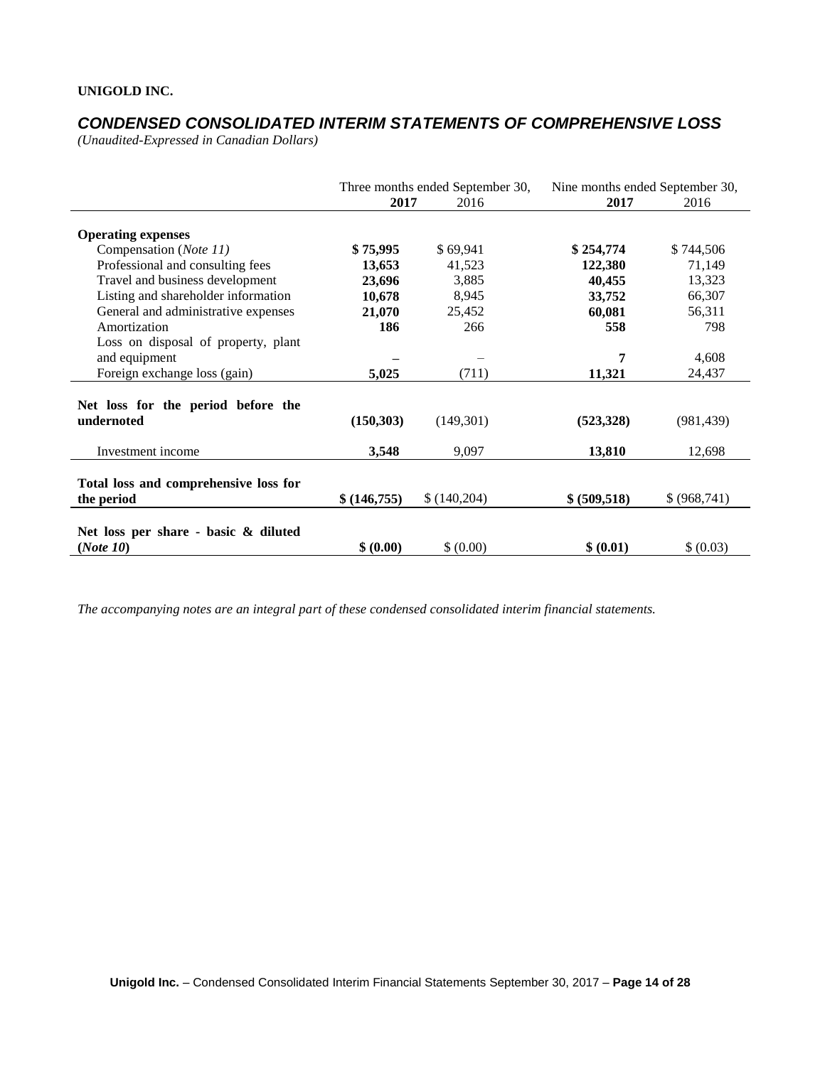**UNIGOLD INC.**

## *CONDENSED CONSOLIDATED INTERIM STATEMENTS OF COMPREHENSIVE LOSS*

*(Unaudited-Expressed in Canadian Dollars)*

| | Three months ended September 30, | | Nine months ended September 30, | |
|---|---|---|---|---|
| | **2017** | 2016 | **2017** | 2016 |
| **Operating expenses** | | | | |
| Compensation (*Note 11)* | **$ 75,995** | $ 69,941 | **$ 254,774** | $ 744,506 |
| Professional and consulting fees | **13,653** | 41,523 | **122,380** | 71,149 |
| Travel and business development | **23,696** | 3,885 | **40,455** | 13,323 |
| Listing and shareholder information | **10,678** | 8,945 | **33,752** | 66,307 |
| General and administrative expenses | **21,070** | 25,452 | **60,081** | 56,311 |
| Amortization | **186** | 266 | **558** | 798 |
| Loss on disposal of property, plant and equipment | **–** | – | **7** | 4,608 |
| Foreign exchange loss (gain) | **5,025** | (711) | **11,321** | 24,437 |
| **Net loss for the period before the undernoted** | **(150,303)** | (149,301) | **(523,328)** | (981,439) |
| Investment income | **3,548** | 9,097 | **13,810** | 12,698 |
| **Total loss and comprehensive loss for the period** | **$ (146,755)** | $ (140,204) | **$ (509,518)** | $ (968,741) |
| **Net loss per share - basic & diluted (*Note 10*)** | **$ (0.00)** | $ (0.00) | **$ (0.01)** | $ (0.03) |

*The accompanying notes are an integral part of these condensed consolidated interim financial statements.*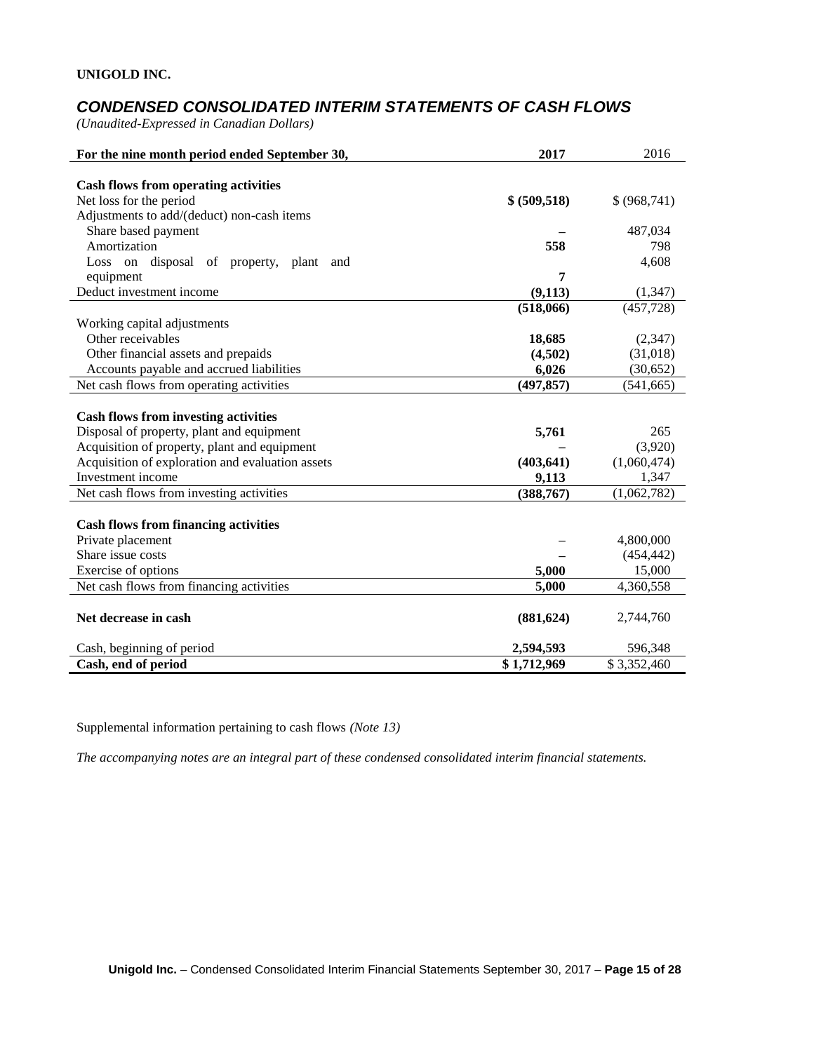**UNIGOLD INC.**

## *CONDENSED CONSOLIDATED INTERIM STATEMENTS OF CASH FLOWS*

*(Unaudited-Expressed in Canadian Dollars)*

| For the nine month period ended September 30, | 2017 | 2016 |
|---|---|---|
| **Cash flows from operating activities** | | |
| Net loss for the period | **$ (509,518)** | $ (968,741) |
| Adjustments to add/(deduct) non-cash items | | |
| Share based payment | – | 487,034 |
| Amortization | **558** | 798 |
| Loss on disposal of property, plant and equipment | **7** | 4,608 |
| Deduct investment income | **(9,113)** | (1,347) |
| | **(518,066)** | (457,728) |
| Working capital adjustments | | |
| Other receivables | **18,685** | (2,347) |
| Other financial assets and prepaids | **(4,502)** | (31,018) |
| Accounts payable and accrued liabilities | **6,026** | (30,652) |
| Net cash flows from operating activities | **(497,857)** | (541,665) |
| **Cash flows from investing activities** | | |
| Disposal of property, plant and equipment | **5,761** | 265 |
| Acquisition of property, plant and equipment | – | (3,920) |
| Acquisition of exploration and evaluation assets | **(403,641)** | (1,060,474) |
| Investment income | **9,113** | 1,347 |
| Net cash flows from investing activities | **(388,767)** | (1,062,782) |
| **Cash flows from financing activities** | | |
| Private placement | – | 4,800,000 |
| Share issue costs | – | (454,442) |
| Exercise of options | **5,000** | 15,000 |
| Net cash flows from financing activities | **5,000** | 4,360,558 |
| **Net decrease in cash** | **(881,624)** | 2,744,760 |
| Cash, beginning of period | **2,594,593** | 596,348 |
| **Cash, end of period** | **$ 1,712,969** | $ 3,352,460 |

Supplemental information pertaining to cash flows *(Note 13)*

*The accompanying notes are an integral part of these condensed consolidated interim financial statements.*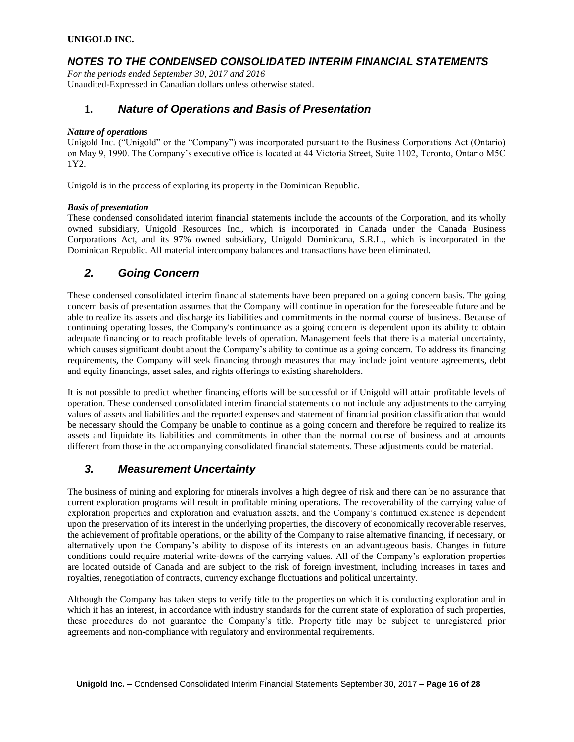**UNIGOLD INC.**

# *NOTES TO THE CONDENSED CONSOLIDATED INTERIM FINANCIAL STATEMENTS*

*For the periods ended September 30, 2017 and 2016*
Unaudited-Expressed in Canadian dollars unless otherwise stated.

## 1. *Nature of Operations and Basis of Presentation*

***Nature of operations***
Unigold Inc. ("Unigold" or the "Company") was incorporated pursuant to the Business Corporations Act (Ontario) on May 9, 1990. The Company's executive office is located at 44 Victoria Street, Suite 1102, Toronto, Ontario M5C 1Y2.

Unigold is in the process of exploring its property in the Dominican Republic.

***Basis of presentation***
These condensed consolidated interim financial statements include the accounts of the Corporation, and its wholly owned subsidiary, Unigold Resources Inc., which is incorporated in Canada under the Canada Business Corporations Act, and its 97% owned subsidiary, Unigold Dominicana, S.R.L., which is incorporated in the Dominican Republic. All material intercompany balances and transactions have been eliminated.

## *2. Going Concern*

These condensed consolidated interim financial statements have been prepared on a going concern basis. The going concern basis of presentation assumes that the Company will continue in operation for the foreseeable future and be able to realize its assets and discharge its liabilities and commitments in the normal course of business. Because of continuing operating losses, the Company's continuance as a going concern is dependent upon its ability to obtain adequate financing or to reach profitable levels of operation. Management feels that there is a material uncertainty, which causes significant doubt about the Company's ability to continue as a going concern. To address its financing requirements, the Company will seek financing through measures that may include joint venture agreements, debt and equity financings, asset sales, and rights offerings to existing shareholders.

It is not possible to predict whether financing efforts will be successful or if Unigold will attain profitable levels of operation. These condensed consolidated interim financial statements do not include any adjustments to the carrying values of assets and liabilities and the reported expenses and statement of financial position classification that would be necessary should the Company be unable to continue as a going concern and therefore be required to realize its assets and liquidate its liabilities and commitments in other than the normal course of business and at amounts different from those in the accompanying consolidated financial statements. These adjustments could be material.

## *3. Measurement Uncertainty*

The business of mining and exploring for minerals involves a high degree of risk and there can be no assurance that current exploration programs will result in profitable mining operations. The recoverability of the carrying value of exploration properties and exploration and evaluation assets, and the Company's continued existence is dependent upon the preservation of its interest in the underlying properties, the discovery of economically recoverable reserves, the achievement of profitable operations, or the ability of the Company to raise alternative financing, if necessary, or alternatively upon the Company's ability to dispose of its interests on an advantageous basis. Changes in future conditions could require material write-downs of the carrying values. All of the Company's exploration properties are located outside of Canada and are subject to the risk of foreign investment, including increases in taxes and royalties, renegotiation of contracts, currency exchange fluctuations and political uncertainty.

Although the Company has taken steps to verify title to the properties on which it is conducting exploration and in which it has an interest, in accordance with industry standards for the current state of exploration of such properties, these procedures do not guarantee the Company's title. Property title may be subject to unregistered prior agreements and non-compliance with regulatory and environmental requirements.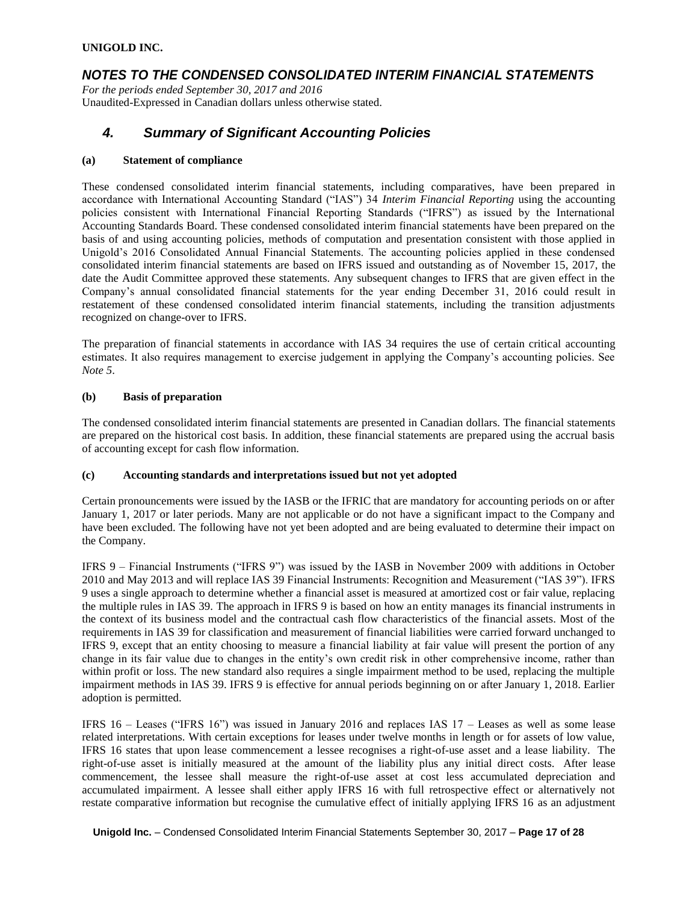## 4. Summary of Significant Accounting Policies

**(a) Statement of compliance**

These condensed consolidated interim financial statements, including comparatives, have been prepared in accordance with International Accounting Standard ("IAS") 34 *Interim Financial Reporting* using the accounting policies consistent with International Financial Reporting Standards ("IFRS") as issued by the International Accounting Standards Board. These condensed consolidated interim financial statements have been prepared on the basis of and using accounting policies, methods of computation and presentation consistent with those applied in Unigold's 2016 Consolidated Annual Financial Statements. The accounting policies applied in these condensed consolidated interim financial statements are based on IFRS issued and outstanding as of November 15, 2017, the date the Audit Committee approved these statements. Any subsequent changes to IFRS that are given effect in the Company's annual consolidated financial statements for the year ending December 31, 2016 could result in restatement of these condensed consolidated interim financial statements, including the transition adjustments recognized on change-over to IFRS.

The preparation of financial statements in accordance with IAS 34 requires the use of certain critical accounting estimates. It also requires management to exercise judgement in applying the Company's accounting policies. See *Note 5*.

**(b) Basis of preparation**

The condensed consolidated interim financial statements are presented in Canadian dollars. The financial statements are prepared on the historical cost basis. In addition, these financial statements are prepared using the accrual basis of accounting except for cash flow information.

**(c) Accounting standards and interpretations issued but not yet adopted**

Certain pronouncements were issued by the IASB or the IFRIC that are mandatory for accounting periods on or after January 1, 2017 or later periods. Many are not applicable or do not have a significant impact to the Company and have been excluded. The following have not yet been adopted and are being evaluated to determine their impact on the Company.

IFRS 9 – Financial Instruments ("IFRS 9") was issued by the IASB in November 2009 with additions in October 2010 and May 2013 and will replace IAS 39 Financial Instruments: Recognition and Measurement ("IAS 39"). IFRS 9 uses a single approach to determine whether a financial asset is measured at amortized cost or fair value, replacing the multiple rules in IAS 39. The approach in IFRS 9 is based on how an entity manages its financial instruments in the context of its business model and the contractual cash flow characteristics of the financial assets. Most of the requirements in IAS 39 for classification and measurement of financial liabilities were carried forward unchanged to IFRS 9, except that an entity choosing to measure a financial liability at fair value will present the portion of any change in its fair value due to changes in the entity's own credit risk in other comprehensive income, rather than within profit or loss. The new standard also requires a single impairment method to be used, replacing the multiple impairment methods in IAS 39. IFRS 9 is effective for annual periods beginning on or after January 1, 2018. Earlier adoption is permitted.

IFRS 16 – Leases ("IFRS 16") was issued in January 2016 and replaces IAS 17 – Leases as well as some lease related interpretations. With certain exceptions for leases under twelve months in length or for assets of low value, IFRS 16 states that upon lease commencement a lessee recognises a right-of-use asset and a lease liability. The right-of-use asset is initially measured at the amount of the liability plus any initial direct costs. After lease commencement, the lessee shall measure the right-of-use asset at cost less accumulated depreciation and accumulated impairment. A lessee shall either apply IFRS 16 with full retrospective effect or alternatively not restate comparative information but recognise the cumulative effect of initially applying IFRS 16 as an adjustment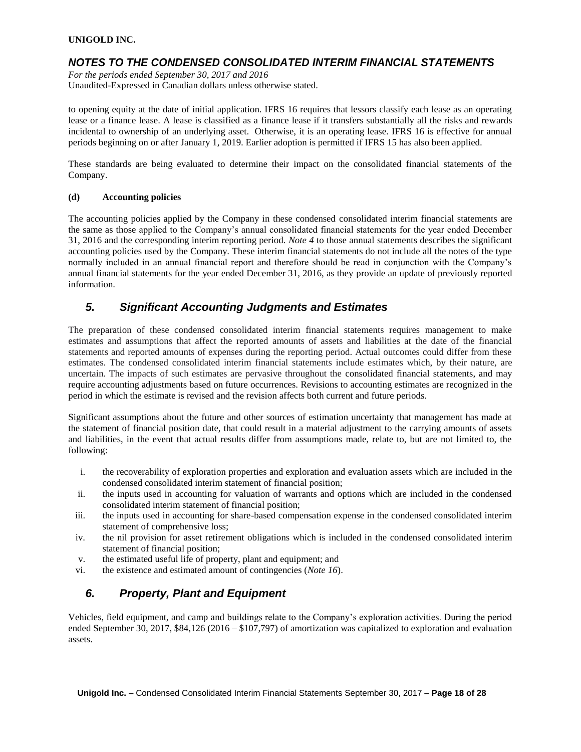to opening equity at the date of initial application. IFRS 16 requires that lessors classify each lease as an operating lease or a finance lease. A lease is classified as a finance lease if it transfers substantially all the risks and rewards incidental to ownership of an underlying asset. Otherwise, it is an operating lease. IFRS 16 is effective for annual periods beginning on or after January 1, 2019. Earlier adoption is permitted if IFRS 15 has also been applied.

These standards are being evaluated to determine their impact on the consolidated financial statements of the Company.

**(d) Accounting policies**

The accounting policies applied by the Company in these condensed consolidated interim financial statements are the same as those applied to the Company's annual consolidated financial statements for the year ended December 31, 2016 and the corresponding interim reporting period. *Note 4* to those annual statements describes the significant accounting policies used by the Company. These interim financial statements do not include all the notes of the type normally included in an annual financial report and therefore should be read in conjunction with the Company's annual financial statements for the year ended December 31, 2016, as they provide an update of previously reported information.

## *5. Significant Accounting Judgments and Estimates*

The preparation of these condensed consolidated interim financial statements requires management to make estimates and assumptions that affect the reported amounts of assets and liabilities at the date of the financial statements and reported amounts of expenses during the reporting period. Actual outcomes could differ from these estimates. The condensed consolidated interim financial statements include estimates which, by their nature, are uncertain. The impacts of such estimates are pervasive throughout the consolidated financial statements, and may require accounting adjustments based on future occurrences. Revisions to accounting estimates are recognized in the period in which the estimate is revised and the revision affects both current and future periods.

Significant assumptions about the future and other sources of estimation uncertainty that management has made at the statement of financial position date, that could result in a material adjustment to the carrying amounts of assets and liabilities, in the event that actual results differ from assumptions made, relate to, but are not limited to, the following:

i. the recoverability of exploration properties and exploration and evaluation assets which are included in the condensed consolidated interim statement of financial position;
ii. the inputs used in accounting for valuation of warrants and options which are included in the condensed consolidated interim statement of financial position;
iii. the inputs used in accounting for share-based compensation expense in the condensed consolidated interim statement of comprehensive loss;
iv. the nil provision for asset retirement obligations which is included in the condensed consolidated interim statement of financial position;
v. the estimated useful life of property, plant and equipment; and
vi. the existence and estimated amount of contingencies (*Note 16*).

## *6. Property, Plant and Equipment*

Vehicles, field equipment, and camp and buildings relate to the Company's exploration activities. During the period ended September 30, 2017, $84,126 (2016 – $107,797) of amortization was capitalized to exploration and evaluation assets.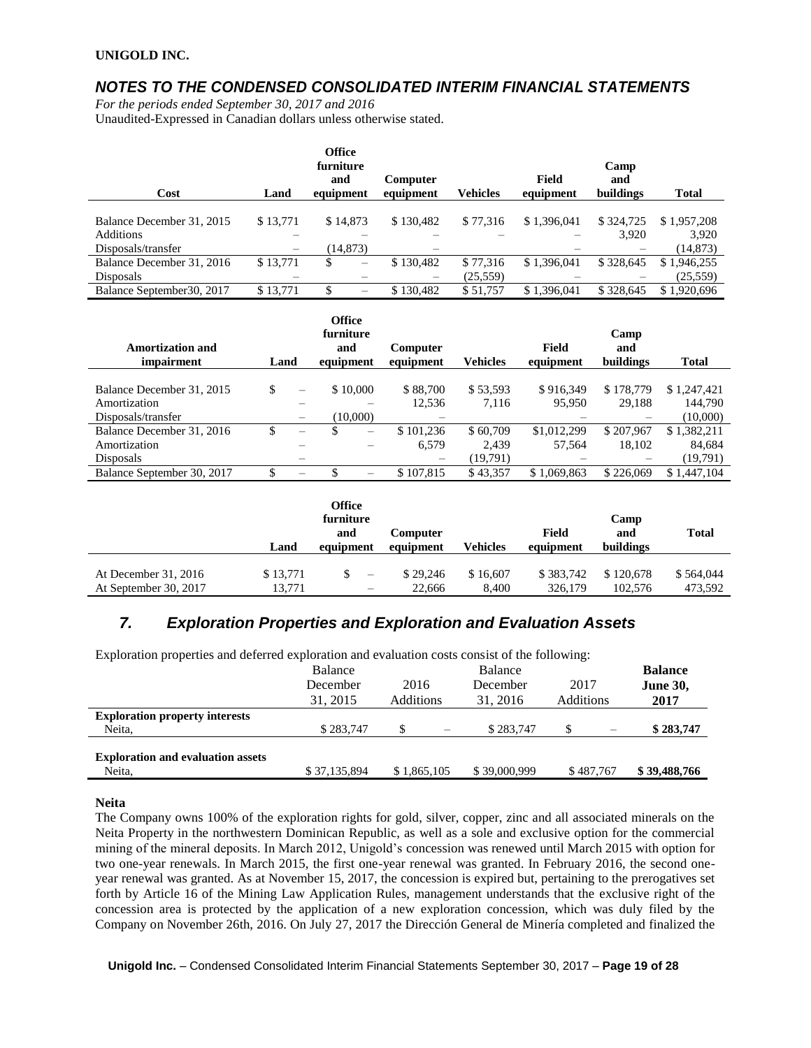**UNIGOLD INC.**

## *NOTES TO THE CONDENSED CONSOLIDATED INTERIM FINANCIAL STATEMENTS*

*For the periods ended September 30, 2017 and 2016*
Unaudited-Expressed in Canadian dollars unless otherwise stated.

| Cost | Land | Office furniture and equipment | Computer equipment | Vehicles | Field equipment | Camp and buildings | Total |
|---|---|---|---|---|---|---|---|
| Balance December 31, 2015 | $ 13,771 | $ 14,873 | $ 130,482 | $ 77,316 | $ 1,396,041 | $ 324,725 | $ 1,957,208 |
| Additions | – | – | – | – | – | 3,920 | 3,920 |
| Disposals/transfer | – | (14,873) | – | | – | – | (14,873) |
| Balance December 31, 2016 | $ 13,771 | $ – | $ 130,482 | $ 77,316 | $ 1,396,041 | $ 328,645 | $ 1,946,255 |
| Disposals | – | – | – | (25,559) | – | – | (25,559) |
| Balance September30, 2017 | $ 13,771 | $ – | $ 130,482 | $ 51,757 | $ 1,396,041 | $ 328,645 | $ 1,920,696 |

| Amortization and impairment | Land | Office furniture and equipment | Computer equipment | Vehicles | Field equipment | Camp and buildings | Total |
|---|---|---|---|---|---|---|---|
| Balance December 31, 2015 | $ – | $ 10,000 | $ 88,700 | $ 53,593 | $ 916,349 | $ 178,779 | $ 1,247,421 |
| Amortization | – | – | 12,536 | 7,116 | 95,950 | 29,188 | 144,790 |
| Disposals/transfer | – | (10,000) | – | | – | – | (10,000) |
| Balance December 31, 2016 | $ – | $ – | $ 101,236 | $ 60,709 | $1,012,299 | $ 207,967 | $ 1,382,211 |
| Amortization | – | – | 6,579 | 2,439 | 57,564 | 18,102 | 84,684 |
| Disposals | – | | – | (19,791) | – | – | (19,791) |
| Balance September 30, 2017 | $ – | $ – | $ 107,815 | $ 43,357 | $ 1,069,863 | $ 226,069 | $ 1,447,104 |

| | Land | Office furniture and equipment | Computer equipment | Vehicles | Field equipment | Camp and buildings | Total |
|---|---|---|---|---|---|---|---|
| At December 31, 2016 | $ 13,771 | $ – | $ 29,246 | $ 16,607 | $ 383,742 | $ 120,678 | $ 564,044 |
| At September 30, 2017 | 13,771 | – | 22,666 | 8,400 | 326,179 | 102,576 | 473,592 |

## *7. Exploration Properties and Exploration and Evaluation Assets*

Exploration properties and deferred exploration and evaluation costs consist of the following:

| | Balance December 31, 2015 | 2016 Additions | Balance December 31, 2016 | 2017 Additions | **Balance June 30, 2017** |
|---|---|---|---|---|---|
| **Exploration property interests** | | | | | |
| Neita, | $ 283,747 | $ – | $ 283,747 | $ – | **$ 283,747** |
| **Exploration and evaluation assets** | | | | | |
| Neita, | $ 37,135,894 | $ 1,865,105 | $ 39,000,999 | $ 487,767 | **$ 39,488,766** |

**Neita**

The Company owns 100% of the exploration rights for gold, silver, copper, zinc and all associated minerals on the Neita Property in the northwestern Dominican Republic, as well as a sole and exclusive option for the commercial mining of the mineral deposits. In March 2012, Unigold's concession was renewed until March 2015 with option for two one-year renewals. In March 2015, the first one-year renewal was granted. In February 2016, the second one-year renewal was granted. As at November 15, 2017, the concession is expired but, pertaining to the prerogatives set forth by Article 16 of the Mining Law Application Rules, management understands that the exclusive right of the concession area is protected by the application of a new exploration concession, which was duly filed by the Company on November 26th, 2016. On July 27, 2017 the Dirección General de Minería completed and finalized the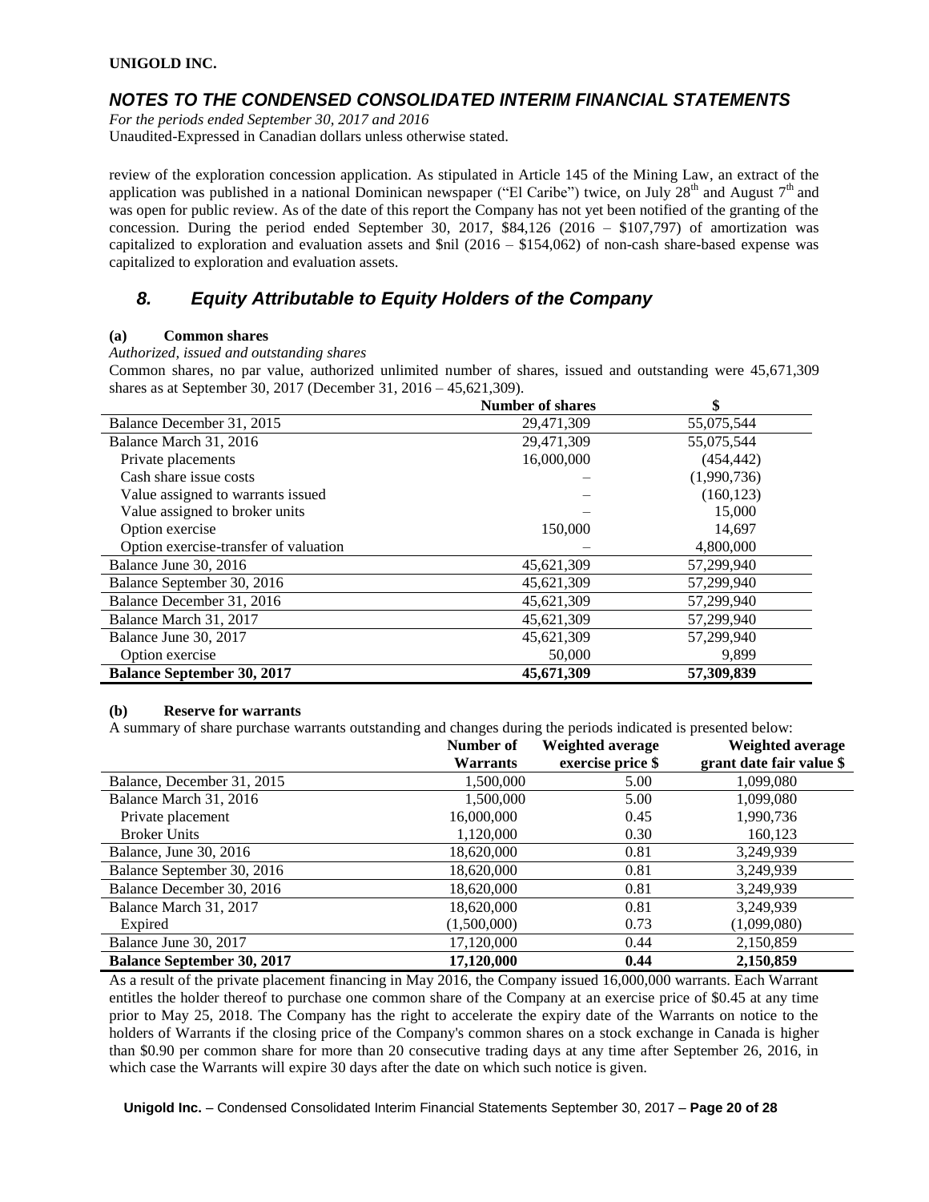review of the exploration concession application. As stipulated in Article 145 of the Mining Law, an extract of the application was published in a national Dominican newspaper ("El Caribe") twice, on July 28th and August 7th and was open for public review. As of the date of this report the Company has not yet been notified of the granting of the concession. During the period ended September 30, 2017, $84,126 (2016 – $107,797) of amortization was capitalized to exploration and evaluation assets and $nil (2016 – $154,062) of non-cash share-based expense was capitalized to exploration and evaluation assets.

## 8. Equity Attributable to Equity Holders of the Company

**(a) Common shares**

*Authorized, issued and outstanding shares*

Common shares, no par value, authorized unlimited number of shares, issued and outstanding were 45,671,309 shares as at September 30, 2017 (December 31, 2016 – 45,621,309).

| | Number of shares | $ |
|---|---|---|
| Balance December 31, 2015 | 29,471,309 | 55,075,544 |
| Balance March 31, 2016 | 29,471,309 | 55,075,544 |
| Private placements | 16,000,000 | (454,442) |
| Cash share issue costs | – | (1,990,736) |
| Value assigned to warrants issued | – | (160,123) |
| Value assigned to broker units | – | 15,000 |
| Option exercise | 150,000 | 14,697 |
| Option exercise-transfer of valuation | – | 4,800,000 |
| Balance June 30, 2016 | 45,621,309 | 57,299,940 |
| Balance September 30, 2016 | 45,621,309 | 57,299,940 |
| Balance December 31, 2016 | 45,621,309 | 57,299,940 |
| Balance March 31, 2017 | 45,621,309 | 57,299,940 |
| Balance June 30, 2017 | 45,621,309 | 57,299,940 |
| Option exercise | 50,000 | 9,899 |
| **Balance September 30, 2017** | **45,671,309** | **57,309,839** |

**(b) Reserve for warrants**

A summary of share purchase warrants outstanding and changes during the periods indicated is presented below:

| | Number of Warrants | Weighted average exercise price $ | Weighted average grant date fair value $ |
|---|---|---|---|
| Balance, December 31, 2015 | 1,500,000 | 5.00 | 1,099,080 |
| Balance March 31, 2016 | 1,500,000 | 5.00 | 1,099,080 |
| Private placement | 16,000,000 | 0.45 | 1,990,736 |
| Broker Units | 1,120,000 | 0.30 | 160,123 |
| Balance, June 30, 2016 | 18,620,000 | 0.81 | 3,249,939 |
| Balance September 30, 2016 | 18,620,000 | 0.81 | 3,249,939 |
| Balance December 30, 2016 | 18,620,000 | 0.81 | 3,249,939 |
| Balance March 31, 2017 | 18,620,000 | 0.81 | 3,249,939 |
| Expired | (1,500,000) | 0.73 | (1,099,080) |
| Balance June 30, 2017 | 17,120,000 | 0.44 | 2,150,859 |
| **Balance September 30, 2017** | **17,120,000** | **0.44** | **2,150,859** |

As a result of the private placement financing in May 2016, the Company issued 16,000,000 warrants. Each Warrant entitles the holder thereof to purchase one common share of the Company at an exercise price of $0.45 at any time prior to May 25, 2018. The Company has the right to accelerate the expiry date of the Warrants on notice to the holders of Warrants if the closing price of the Company's common shares on a stock exchange in Canada is higher than $0.90 per common share for more than 20 consecutive trading days at any time after September 26, 2016, in which case the Warrants will expire 30 days after the date on which such notice is given.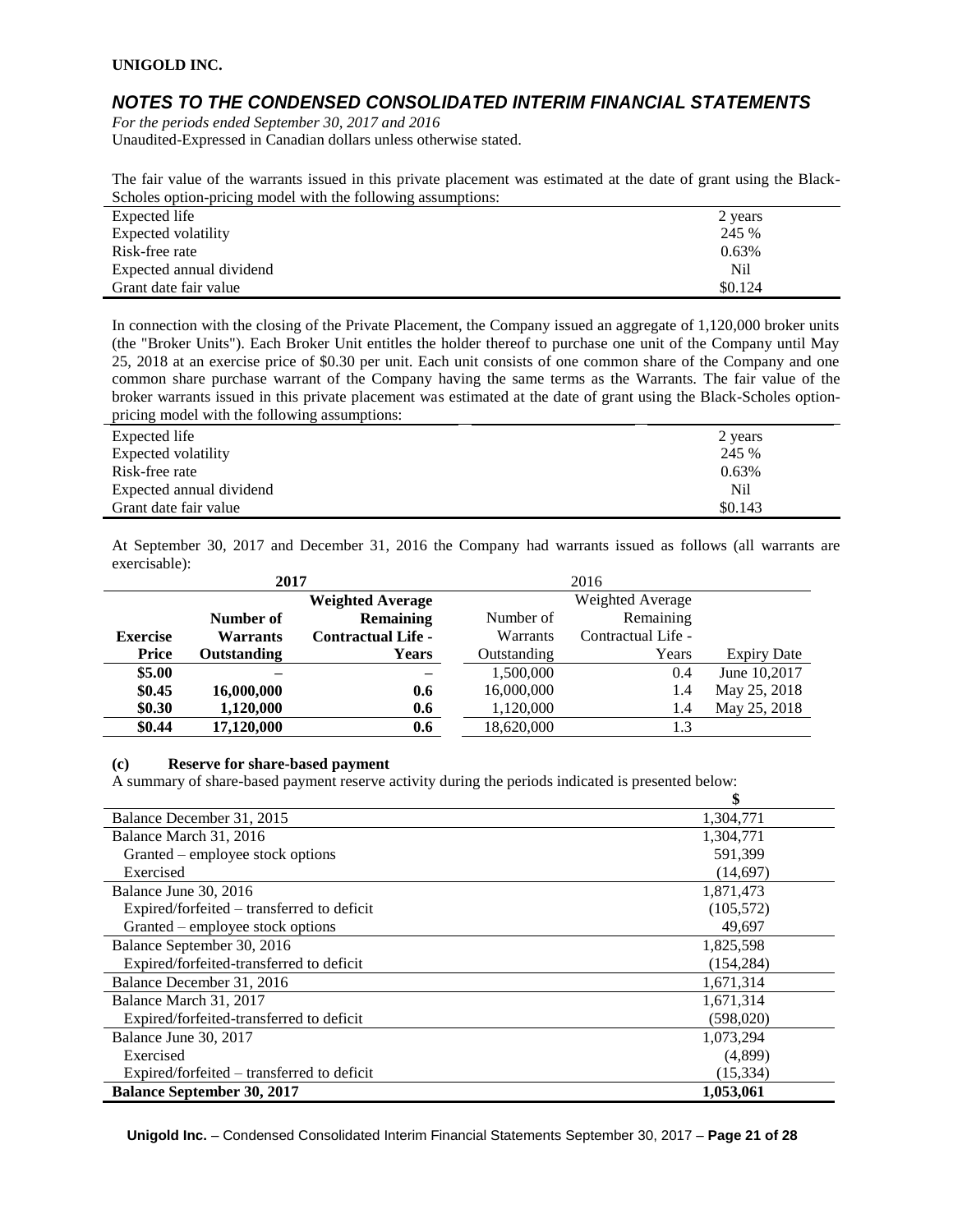The fair value of the warrants issued in this private placement was estimated at the date of grant using the Black-Scholes option-pricing model with the following assumptions:

| | |
|---|---|
| Expected life | 2 years |
| Expected volatility | 245 % |
| Risk-free rate | 0.63% |
| Expected annual dividend | Nil |
| Grant date fair value | $0.124 |

In connection with the closing of the Private Placement, the Company issued an aggregate of 1,120,000 broker units (the "Broker Units"). Each Broker Unit entitles the holder thereof to purchase one unit of the Company until May 25, 2018 at an exercise price of $0.30 per unit. Each unit consists of one common share of the Company and one common share purchase warrant of the Company having the same terms as the Warrants. The fair value of the broker warrants issued in this private placement was estimated at the date of grant using the Black-Scholes option-pricing model with the following assumptions:

| | |
|---|---|
| Expected life | 2 years |
| Expected volatility | 245 % |
| Risk-free rate | 0.63% |
| Expected annual dividend | Nil |
| Grant date fair value | $0.143 |

At September 30, 2017 and December 31, 2016 the Company had warrants issued as follows (all warrants are exercisable):

| | **2017** | | 2016 | | |
|---|---|---|---|---|---|
| **Exercise Price** | **Number of Warrants Outstanding** | **Weighted Average Remaining Contractual Life - Years** | Number of Warrants Outstanding | Weighted Average Remaining Contractual Life - Years | Expiry Date |
| **$5.00** | **–** | **–** | 1,500,000 | 0.4 | June 10,2017 |
| **$0.45** | **16,000,000** | **0.6** | 16,000,000 | 1.4 | May 25, 2018 |
| **$0.30** | **1,120,000** | **0.6** | 1,120,000 | 1.4 | May 25, 2018 |
| **$0.44** | **17,120,000** | **0.6** | 18,620,000 | 1.3 | |

#### (c) Reserve for share-based payment

A summary of share-based payment reserve activity during the periods indicated is presented below:

| | $ |
|---|---|
| Balance December 31, 2015 | 1,304,771 |
| Balance March 31, 2016 | 1,304,771 |
| Granted – employee stock options | 591,399 |
| Exercised | (14,697) |
| Balance June 30, 2016 | 1,871,473 |
| Expired/forfeited – transferred to deficit | (105,572) |
| Granted – employee stock options | 49,697 |
| Balance September 30, 2016 | 1,825,598 |
| Expired/forfeited-transferred to deficit | (154,284) |
| Balance December 31, 2016 | 1,671,314 |
| Balance March 31, 2017 | 1,671,314 |
| Expired/forfeited-transferred to deficit | (598,020) |
| Balance June 30, 2017 | 1,073,294 |
| Exercised | (4,899) |
| Expired/forfeited – transferred to deficit | (15,334) |
| **Balance September 30, 2017** | **1,053,061** |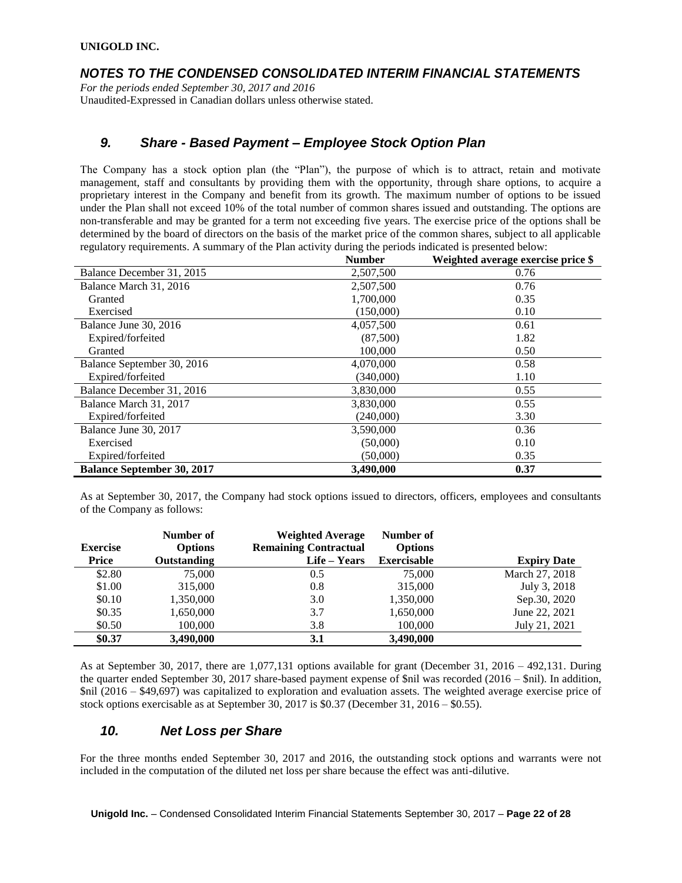**UNIGOLD INC.**

## *NOTES TO THE CONDENSED CONSOLIDATED INTERIM FINANCIAL STATEMENTS*

*For the periods ended September 30, 2017 and 2016*
Unaudited-Expressed in Canadian dollars unless otherwise stated.

## *9. Share - Based Payment – Employee Stock Option Plan*

The Company has a stock option plan (the "Plan"), the purpose of which is to attract, retain and motivate management, staff and consultants by providing them with the opportunity, through share options, to acquire a proprietary interest in the Company and benefit from its growth. The maximum number of options to be issued under the Plan shall not exceed 10% of the total number of common shares issued and outstanding. The options are non-transferable and may be granted for a term not exceeding five years. The exercise price of the options shall be determined by the board of directors on the basis of the market price of the common shares, subject to all applicable regulatory requirements. A summary of the Plan activity during the periods indicated is presented below:

| | Number | Weighted average exercise price $ |
|---|---|---|
| Balance December 31, 2015 | 2,507,500 | 0.76 |
| Balance March 31, 2016 | 2,507,500 | 0.76 |
| Granted | 1,700,000 | 0.35 |
| Exercised | (150,000) | 0.10 |
| Balance June 30, 2016 | 4,057,500 | 0.61 |
| Expired/forfeited | (87,500) | 1.82 |
| Granted | 100,000 | 0.50 |
| Balance September 30, 2016 | 4,070,000 | 0.58 |
| Expired/forfeited | (340,000) | 1.10 |
| Balance December 31, 2016 | 3,830,000 | 0.55 |
| Balance March 31, 2017 | 3,830,000 | 0.55 |
| Expired/forfeited | (240,000) | 3.30 |
| Balance June 30, 2017 | 3,590,000 | 0.36 |
| Exercised | (50,000) | 0.10 |
| Expired/forfeited | (50,000) | 0.35 |
| **Balance September 30, 2017** | **3,490,000** | **0.37** |

As at September 30, 2017, the Company had stock options issued to directors, officers, employees and consultants of the Company as follows:

| Exercise Price | Number of Options Outstanding | Weighted Average Remaining Contractual Life – Years | Number of Options Exercisable | Expiry Date |
|---|---|---|---|---|
| $2.80 | 75,000 | 0.5 | 75,000 | March 27, 2018 |
| $1.00 | 315,000 | 0.8 | 315,000 | July 3, 2018 |
| $0.10 | 1,350,000 | 3.0 | 1,350,000 | Sep.30, 2020 |
| $0.35 | 1,650,000 | 3.7 | 1,650,000 | June 22, 2021 |
| $0.50 | 100,000 | 3.8 | 100,000 | July 21, 2021 |
| **$0.37** | **3,490,000** | **3.1** | **3,490,000** | |

As at September 30, 2017, there are 1,077,131 options available for grant (December 31, 2016 – 492,131. During the quarter ended September 30, 2017 share-based payment expense of $nil was recorded (2016 – $nil). In addition, $nil (2016 – $49,697) was capitalized to exploration and evaluation assets. The weighted average exercise price of stock options exercisable as at September 30, 2017 is $0.37 (December 31, 2016 – $0.55).

## *10. Net Loss per Share*

For the three months ended September 30, 2017 and 2016, the outstanding stock options and warrants were not included in the computation of the diluted net loss per share because the effect was anti-dilutive.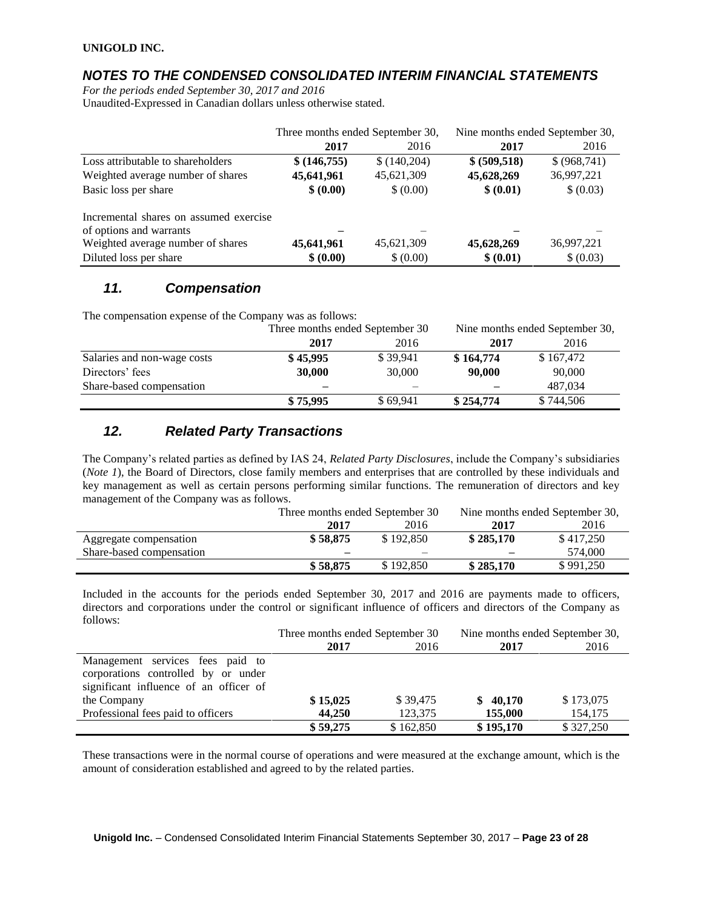| | Three months ended September 30, | | Nine months ended September 30, | |
|---|---|---|---|---|
| | **2017** | 2016 | **2017** | 2016 |
| Loss attributable to shareholders | **$ (146,755)** | $ (140,204) | **$ (509,518)** | $ (968,741) |
| Weighted average number of shares | **45,641,961** | 45,621,309 | **45,628,269** | 36,997,221 |
| Basic loss per share | **$ (0.00)** | $ (0.00) | **$ (0.01)** | $ (0.03) |
| | | | | |
| Incremental shares on assumed exercise of options and warrants | **–** | – | **–** | – |
| Weighted average number of shares | **45,641,961** | 45,621,309 | **45,628,269** | 36,997,221 |
| Diluted loss per share | **$ (0.00)** | $ (0.00) | **$ (0.01)** | $ (0.03) |

## *11. Compensation*

The compensation expense of the Company was as follows:

| | Three months ended September 30 | | Nine months ended September 30, | |
|---|---|---|---|---|
| | **2017** | 2016 | **2017** | 2016 |
| Salaries and non-wage costs | **$ 45,995** | $ 39,941 | **$ 164,774** | $ 167,472 |
| Directors' fees | **30,000** | 30,000 | **90,000** | 90,000 |
| Share-based compensation | **–** | – | **–** | 487,034 |
| | **$ 75,995** | $ 69,941 | **$ 254,774** | $ 744,506 |

## *12. Related Party Transactions*

The Company's related parties as defined by IAS 24, *Related Party Disclosures*, include the Company's subsidiaries (*Note 1*), the Board of Directors, close family members and enterprises that are controlled by these individuals and key management as well as certain persons performing similar functions. The remuneration of directors and key management of the Company was as follows.

| | Three months ended September 30 | | Nine months ended September 30, | |
|---|---|---|---|---|
| | **2017** | 2016 | **2017** | 2016 |
| Aggregate compensation | **$ 58,875** | $ 192,850 | **$ 285,170** | $ 417,250 |
| Share-based compensation | **–** | – | **–** | 574,000 |
| | **$ 58,875** | $ 192,850 | **$ 285,170** | $ 991,250 |

Included in the accounts for the periods ended September 30, 2017 and 2016 are payments made to officers, directors and corporations under the control or significant influence of officers and directors of the Company as follows:

| | Three months ended September 30 | | Nine months ended September 30, | |
|---|---|---|---|---|
| | **2017** | 2016 | **2017** | 2016 |
| Management services fees paid to corporations controlled by or under significant influence of an officer of the Company | **$ 15,025** | $ 39,475 | **$ 40,170** | $ 173,075 |
| Professional fees paid to officers | **44,250** | 123,375 | **155,000** | 154,175 |
| | **$ 59,275** | $ 162,850 | **$ 195,170** | $ 327,250 |

These transactions were in the normal course of operations and were measured at the exchange amount, which is the amount of consideration established and agreed to by the related parties.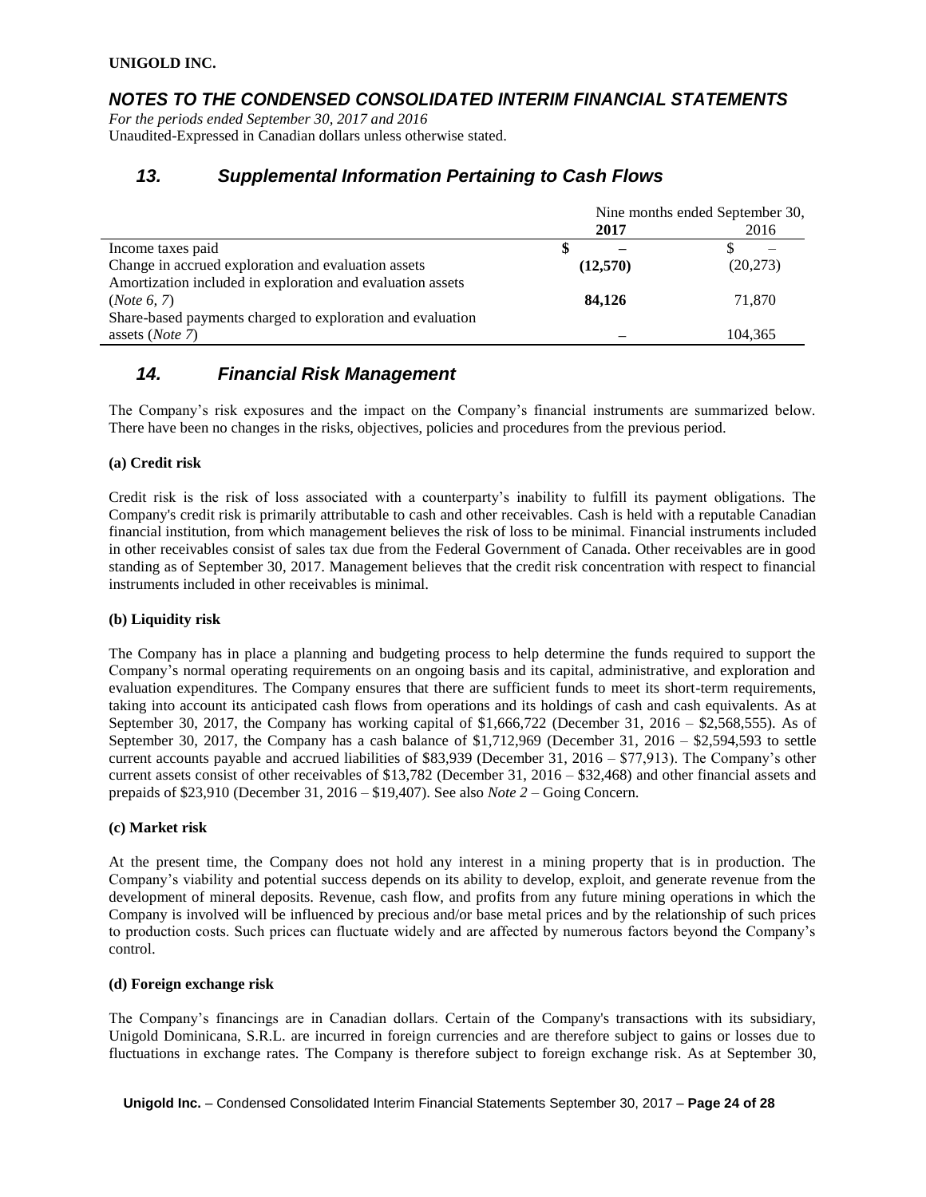**UNIGOLD INC.**

## *NOTES TO THE CONDENSED CONSOLIDATED INTERIM FINANCIAL STATEMENTS*

*For the periods ended September 30, 2017 and 2016*
Unaudited-Expressed in Canadian dollars unless otherwise stated.

## *13. Supplemental Information Pertaining to Cash Flows*

| | Nine months ended September 30, | |
|---|---|---|
| | **2017** | 2016 |
| Income taxes paid | **$ –** | $ – |
| Change in accrued exploration and evaluation assets | **(12,570)** | (20,273) |
| Amortization included in exploration and evaluation assets (*Note 6, 7*) | **84,126** | 71,870 |
| Share-based payments charged to exploration and evaluation assets (*Note 7*) | **–** | 104,365 |

## *14. Financial Risk Management*

The Company's risk exposures and the impact on the Company's financial instruments are summarized below. There have been no changes in the risks, objectives, policies and procedures from the previous period.

**(a) Credit risk**

Credit risk is the risk of loss associated with a counterparty's inability to fulfill its payment obligations. The Company's credit risk is primarily attributable to cash and other receivables. Cash is held with a reputable Canadian financial institution, from which management believes the risk of loss to be minimal. Financial instruments included in other receivables consist of sales tax due from the Federal Government of Canada. Other receivables are in good standing as of September 30, 2017. Management believes that the credit risk concentration with respect to financial instruments included in other receivables is minimal.

**(b) Liquidity risk**

The Company has in place a planning and budgeting process to help determine the funds required to support the Company's normal operating requirements on an ongoing basis and its capital, administrative, and exploration and evaluation expenditures. The Company ensures that there are sufficient funds to meet its short-term requirements, taking into account its anticipated cash flows from operations and its holdings of cash and cash equivalents. As at September 30, 2017, the Company has working capital of $1,666,722 (December 31, 2016 – $2,568,555). As of September 30, 2017, the Company has a cash balance of $1,712,969 (December 31, 2016 – $2,594,593 to settle current accounts payable and accrued liabilities of $83,939 (December 31, 2016 – $77,913). The Company's other current assets consist of other receivables of $13,782 (December 31, 2016 – $32,468) and other financial assets and prepaids of $23,910 (December 31, 2016 – $19,407). See also *Note 2* – Going Concern.

**(c) Market risk**

At the present time, the Company does not hold any interest in a mining property that is in production. The Company's viability and potential success depends on its ability to develop, exploit, and generate revenue from the development of mineral deposits. Revenue, cash flow, and profits from any future mining operations in which the Company is involved will be influenced by precious and/or base metal prices and by the relationship of such prices to production costs. Such prices can fluctuate widely and are affected by numerous factors beyond the Company's control.

**(d) Foreign exchange risk**

The Company's financings are in Canadian dollars. Certain of the Company's transactions with its subsidiary, Unigold Dominicana, S.R.L. are incurred in foreign currencies and are therefore subject to gains or losses due to fluctuations in exchange rates. The Company is therefore subject to foreign exchange risk. As at September 30,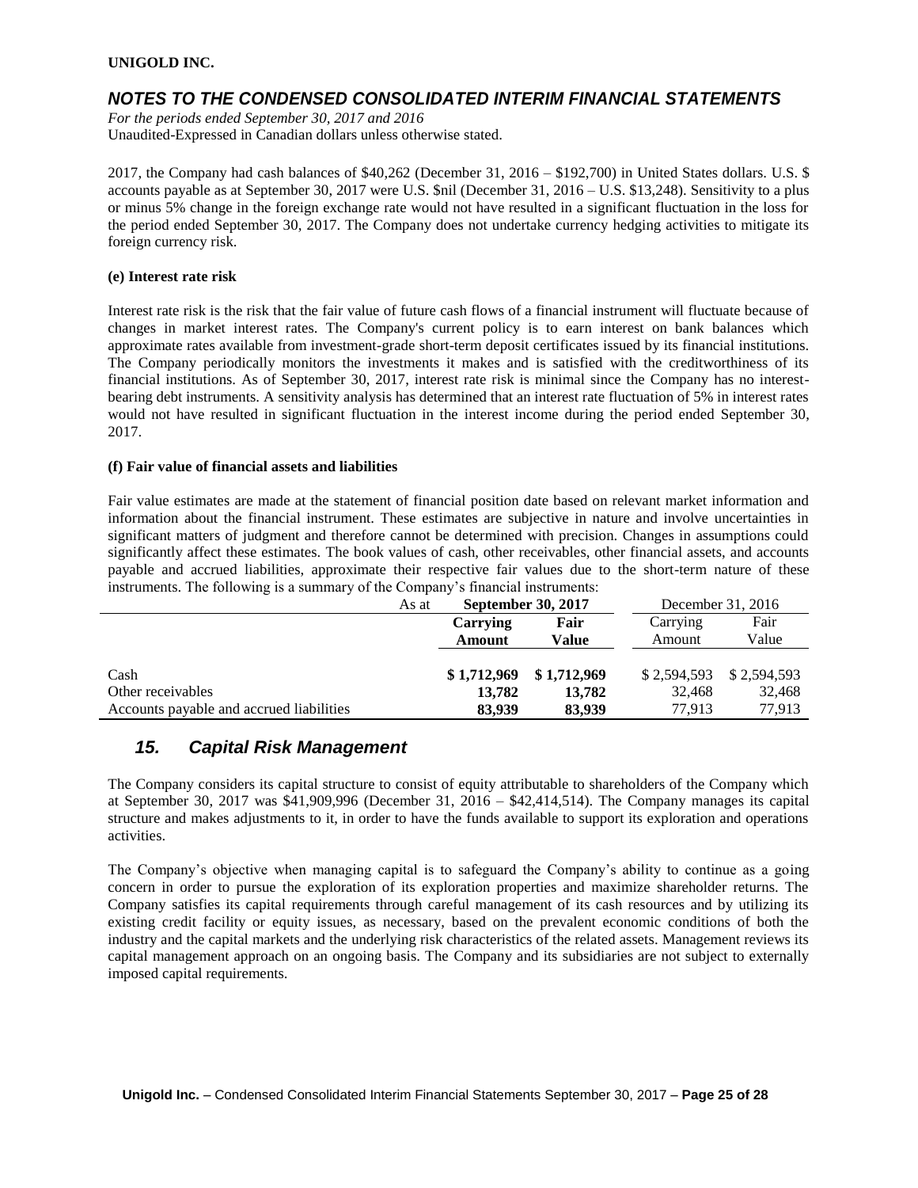2017, the Company had cash balances of $40,262 (December 31, 2016 – $192,700) in United States dollars. U.S. $ accounts payable as at September 30, 2017 were U.S. $nil (December 31, 2016 – U.S. $13,248). Sensitivity to a plus or minus 5% change in the foreign exchange rate would not have resulted in a significant fluctuation in the loss for the period ended September 30, 2017. The Company does not undertake currency hedging activities to mitigate its foreign currency risk.

**(e) Interest rate risk**

Interest rate risk is the risk that the fair value of future cash flows of a financial instrument will fluctuate because of changes in market interest rates. The Company's current policy is to earn interest on bank balances which approximate rates available from investment-grade short-term deposit certificates issued by its financial institutions. The Company periodically monitors the investments it makes and is satisfied with the creditworthiness of its financial institutions. As of September 30, 2017, interest rate risk is minimal since the Company has no interest-bearing debt instruments. A sensitivity analysis has determined that an interest rate fluctuation of 5% in interest rates would not have resulted in significant fluctuation in the interest income during the period ended September 30, 2017.

**(f) Fair value of financial assets and liabilities**

Fair value estimates are made at the statement of financial position date based on relevant market information and information about the financial instrument. These estimates are subjective in nature and involve uncertainties in significant matters of judgment and therefore cannot be determined with precision. Changes in assumptions could significantly affect these estimates. The book values of cash, other receivables, other financial assets, and accounts payable and accrued liabilities, approximate their respective fair values due to the short-term nature of these instruments. The following is a summary of the Company's financial instruments:

| As at | **September 30, 2017** | | December 31, 2016 | |
|---|---|---|---|---|
| | **Carrying Amount** | **Fair Value** | Carrying Amount | Fair Value |
| Cash | **$ 1,712,969** | **$ 1,712,969** | $ 2,594,593 | $ 2,594,593 |
| Other receivables | **13,782** | **13,782** | 32,468 | 32,468 |
| Accounts payable and accrued liabilities | **83,939** | **83,939** | 77,913 | 77,913 |

## *15. Capital Risk Management*

The Company considers its capital structure to consist of equity attributable to shareholders of the Company which at September 30, 2017 was $41,909,996 (December 31, 2016 – $42,414,514). The Company manages its capital structure and makes adjustments to it, in order to have the funds available to support its exploration and operations activities.

The Company's objective when managing capital is to safeguard the Company's ability to continue as a going concern in order to pursue the exploration of its exploration properties and maximize shareholder returns. The Company satisfies its capital requirements through careful management of its cash resources and by utilizing its existing credit facility or equity issues, as necessary, based on the prevalent economic conditions of both the industry and the capital markets and the underlying risk characteristics of the related assets. Management reviews its capital management approach on an ongoing basis. The Company and its subsidiaries are not subject to externally imposed capital requirements.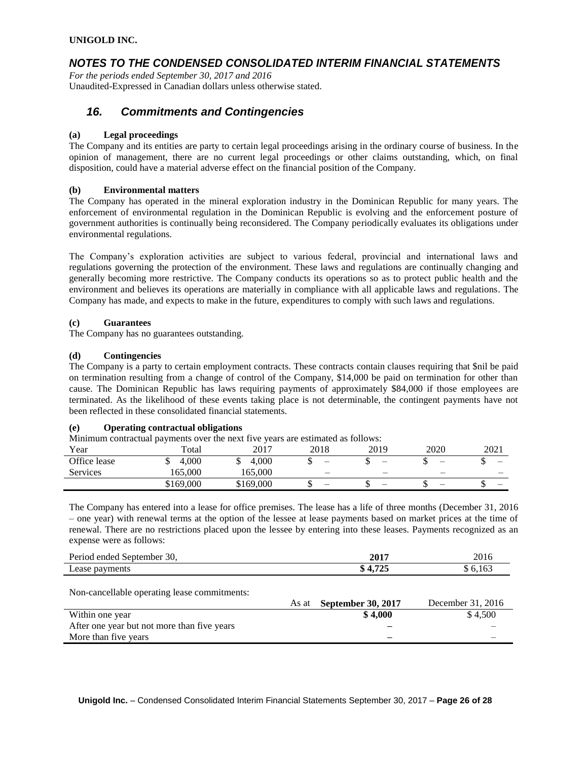## *16. Commitments and Contingencies*

**(a) Legal proceedings**

The Company and its entities are party to certain legal proceedings arising in the ordinary course of business. In the opinion of management, there are no current legal proceedings or other claims outstanding, which, on final disposition, could have a material adverse effect on the financial position of the Company.

**(b) Environmental matters**

The Company has operated in the mineral exploration industry in the Dominican Republic for many years. The enforcement of environmental regulation in the Dominican Republic is evolving and the enforcement posture of government authorities is continually being reconsidered. The Company periodically evaluates its obligations under environmental regulations.

The Company's exploration activities are subject to various federal, provincial and international laws and regulations governing the protection of the environment. These laws and regulations are continually changing and generally becoming more restrictive. The Company conducts its operations so as to protect public health and the environment and believes its operations are materially in compliance with all applicable laws and regulations. The Company has made, and expects to make in the future, expenditures to comply with such laws and regulations.

**(c) Guarantees**

The Company has no guarantees outstanding.

**(d) Contingencies**

The Company is a party to certain employment contracts. These contracts contain clauses requiring that $nil be paid on termination resulting from a change of control of the Company, $14,000 be paid on termination for other than cause. The Dominican Republic has laws requiring payments of approximately $84,000 if those employees are terminated. As the likelihood of these events taking place is not determinable, the contingent payments have not been reflected in these consolidated financial statements.

**(e) Operating contractual obligations**

Minimum contractual payments over the next five years are estimated as follows:

| Year | Total | 2017 | 2018 | 2019 | 2020 | 2021 |
|---|---|---|---|---|---|---|
| Office lease | $ 4,000 | $ 4,000 | $ – | $ – | $ – | $ – |
| Services | 165,000 | 165,000 | – | – | – | – |
| | $169,000 | $169,000 | $ – | $ – | $ – | $ – |

The Company has entered into a lease for office premises. The lease has a life of three months (December 31, 2016 – one year) with renewal terms at the option of the lessee at lease payments based on market prices at the time of renewal. There are no restrictions placed upon the lessee by entering into these leases. Payments recognized as an expense were as follows:

| Period ended September 30, | **2017** | 2016 |
|---|---|---|
| Lease payments | **$ 4,725** | $ 6,163 |

Non-cancellable operating lease commitments:

| As at | **September 30, 2017** | December 31, 2016 |
|---|---|---|
| Within one year | **$ 4,000** | $ 4,500 |
| After one year but not more than five years | **–** | – |
| More than five years | **–** | – |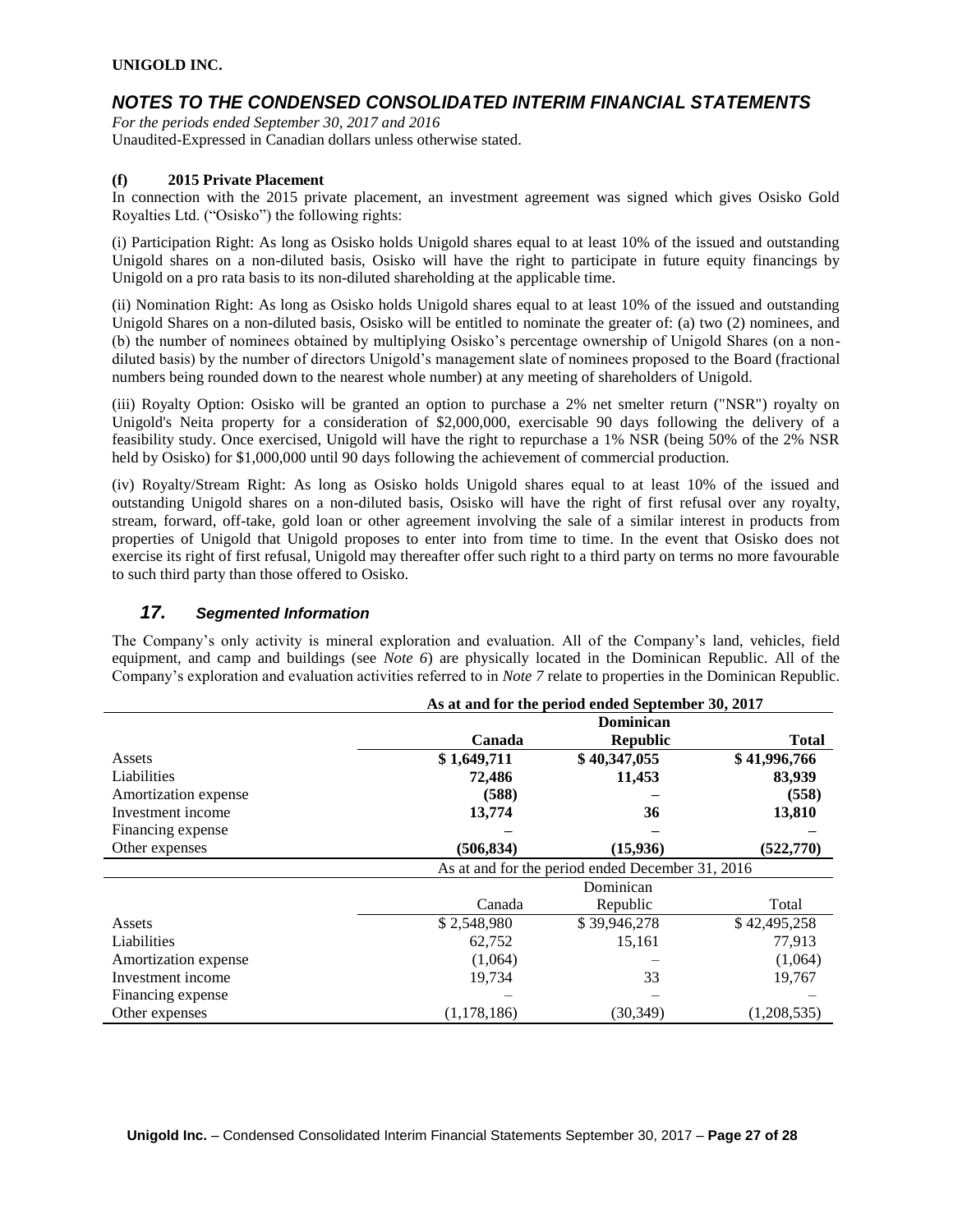### (f) 2015 Private Placement

In connection with the 2015 private placement, an investment agreement was signed which gives Osisko Gold Royalties Ltd. ("Osisko") the following rights:

(i) Participation Right: As long as Osisko holds Unigold shares equal to at least 10% of the issued and outstanding Unigold shares on a non-diluted basis, Osisko will have the right to participate in future equity financings by Unigold on a pro rata basis to its non-diluted shareholding at the applicable time.

(ii) Nomination Right: As long as Osisko holds Unigold shares equal to at least 10% of the issued and outstanding Unigold Shares on a non-diluted basis, Osisko will be entitled to nominate the greater of: (a) two (2) nominees, and (b) the number of nominees obtained by multiplying Osisko's percentage ownership of Unigold Shares (on a non-diluted basis) by the number of directors Unigold's management slate of nominees proposed to the Board (fractional numbers being rounded down to the nearest whole number) at any meeting of shareholders of Unigold.

(iii) Royalty Option: Osisko will be granted an option to purchase a 2% net smelter return ("NSR") royalty on Unigold's Neita property for a consideration of $2,000,000, exercisable 90 days following the delivery of a feasibility study. Once exercised, Unigold will have the right to repurchase a 1% NSR (being 50% of the 2% NSR held by Osisko) for $1,000,000 until 90 days following the achievement of commercial production.

(iv) Royalty/Stream Right: As long as Osisko holds Unigold shares equal to at least 10% of the issued and outstanding Unigold shares on a non-diluted basis, Osisko will have the right of first refusal over any royalty, stream, forward, off-take, gold loan or other agreement involving the sale of a similar interest in products from properties of Unigold that Unigold proposes to enter into from time to time. In the event that Osisko does not exercise its right of first refusal, Unigold may thereafter offer such right to a third party on terms no more favourable to such third party than those offered to Osisko.

## 17. *Segmented Information*

The Company's only activity is mineral exploration and evaluation. All of the Company's land, vehicles, field equipment, and camp and buildings (see *Note 6*) are physically located in the Dominican Republic. All of the Company's exploration and evaluation activities referred to in *Note 7* relate to properties in the Dominican Republic.

| | **As at and for the period ended September 30, 2017** | | |
|---|---|---|---|
| | **Canada** | **Dominican Republic** | **Total** |
| Assets | **$ 1,649,711** | **$ 40,347,055** | **$ 41,996,766** |
| Liabilities | **72,486** | **11,453** | **83,939** |
| Amortization expense | **(588)** | **–** | **(558)** |
| Investment income | **13,774** | **36** | **13,810** |
| Financing expense | **–** | **–** | **–** |
| Other expenses | **(506,834)** | **(15,936)** | **(522,770)** |
| | As at and for the period ended December 31, 2016 | | |
| | Canada | Dominican Republic | Total |
| Assets | $ 2,548,980 | $ 39,946,278 | $ 42,495,258 |
| Liabilities | 62,752 | 15,161 | 77,913 |
| Amortization expense | (1,064) | – | (1,064) |
| Investment income | 19,734 | 33 | 19,767 |
| Financing expense | – | – | – |
| Other expenses | (1,178,186) | (30,349) | (1,208,535) |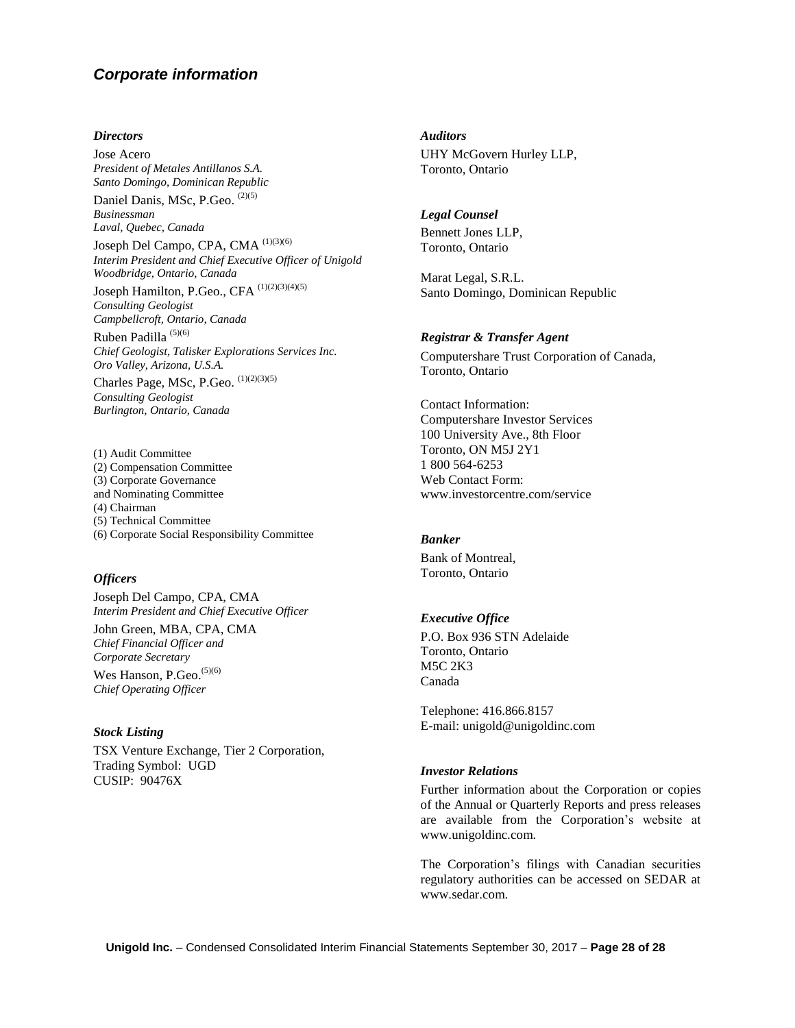# *Corporate information*

### *Directors*

Jose Acero
*President of Metales Antillanos S.A.*
*Santo Domingo, Dominican Republic*

Daniel Danis, MSc, P.Geo. (2)(5)
*Businessman*
*Laval, Quebec, Canada*

Joseph Del Campo, CPA, CMA (1)(3)(6)
*Interim President and Chief Executive Officer of Unigold*
*Woodbridge, Ontario, Canada*

Joseph Hamilton, P.Geo., CFA (1)(2)(3)(4)(5)
*Consulting Geologist*
*Campbellcroft, Ontario, Canada*

Ruben Padilla (5)(6)
*Chief Geologist, Talisker Explorations Services Inc.*
*Oro Valley, Arizona, U.S.A.*

Charles Page, MSc, P.Geo. (1)(2)(3)(5)
*Consulting Geologist*
*Burlington, Ontario, Canada*

(1) Audit Committee
(2) Compensation Committee
(3) Corporate Governance and Nominating Committee
(4) Chairman
(5) Technical Committee
(6) Corporate Social Responsibility Committee

### *Officers*

Joseph Del Campo, CPA, CMA
*Interim President and Chief Executive Officer*

John Green, MBA, CPA, CMA
*Chief Financial Officer and Corporate Secretary*

Wes Hanson, P.Geo.(5)(6)
*Chief Operating Officer*

### *Stock Listing*

TSX Venture Exchange, Tier 2 Corporation,
Trading Symbol: UGD
CUSIP: 90476X

### *Auditors*

UHY McGovern Hurley LLP,
Toronto, Ontario

### *Legal Counsel*

Bennett Jones LLP,
Toronto, Ontario

Marat Legal, S.R.L.
Santo Domingo, Dominican Republic

### *Registrar & Transfer Agent*

Computershare Trust Corporation of Canada,
Toronto, Ontario

Contact Information:
Computershare Investor Services
100 University Ave., 8th Floor
Toronto, ON M5J 2Y1
1 800 564-6253
Web Contact Form:
www.investorcentre.com/service

### *Banker*

Bank of Montreal,
Toronto, Ontario

### *Executive Office*

P.O. Box 936 STN Adelaide
Toronto, Ontario
M5C 2K3
Canada

Telephone: 416.866.8157
E-mail: unigold@unigoldinc.com

### *Investor Relations*

Further information about the Corporation or copies of the Annual or Quarterly Reports and press releases are available from the Corporation's website at www.unigoldinc.com.

The Corporation's filings with Canadian securities regulatory authorities can be accessed on SEDAR at www.sedar.com.